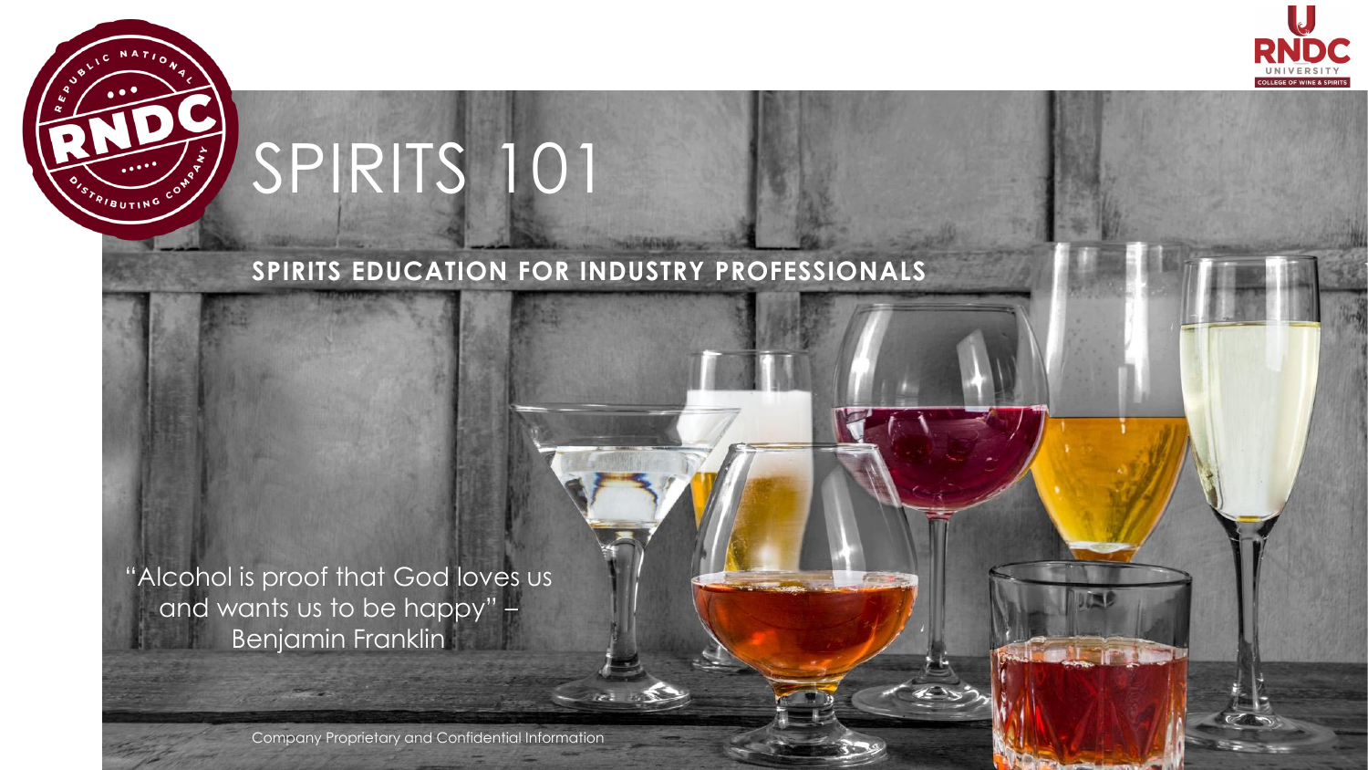# SPIRITS 101

**SPIRITS EDUCATION FOR INDUSTRY PROFESSIONALS**

"Alcohol is proof that God loves us and wants us to be happy" – Benjamin Franklin

Company Proprietary and Confidential Information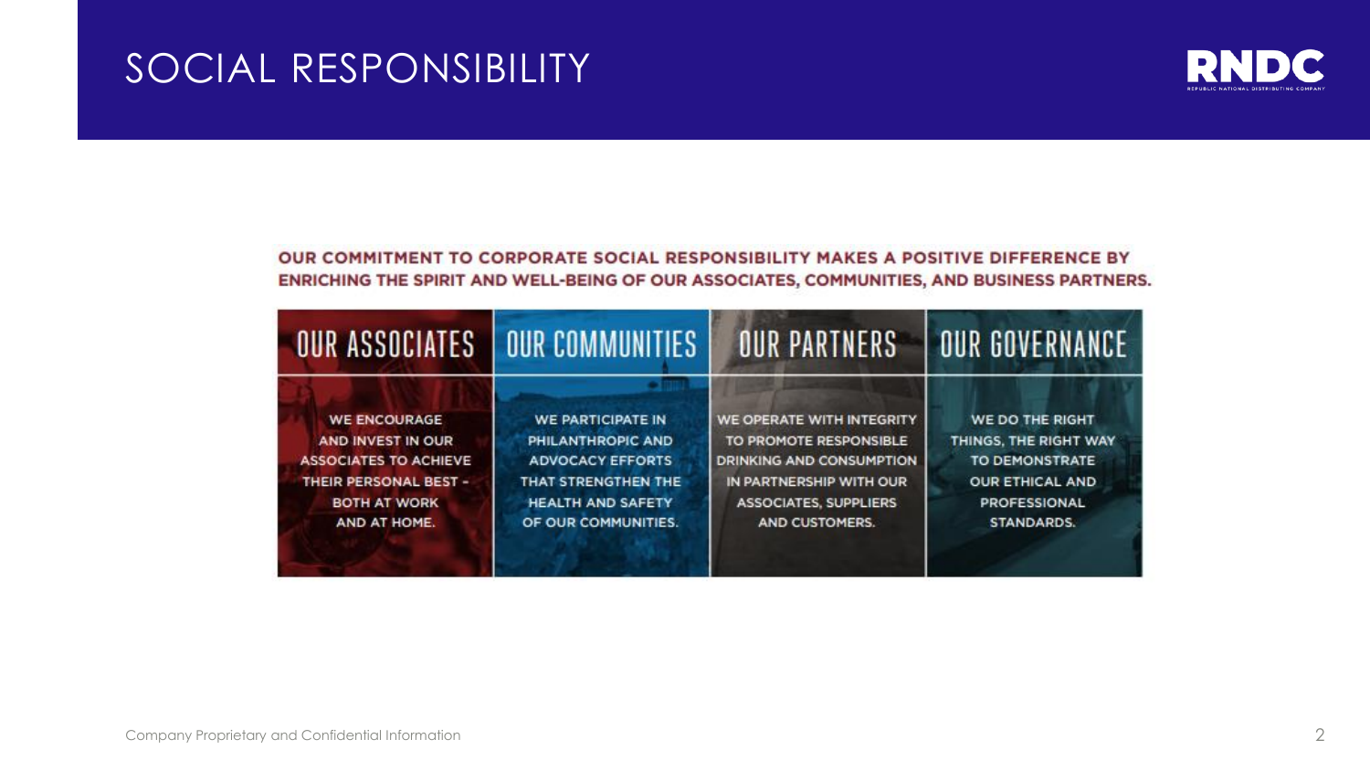# SOCIAL RESPONSIBILITY

RNDC

**OUR COMMITMENT TO CORPORATE SOCIAL RESPONSIBILITY MAKES A POSITIVE DIFFERENCE BY ENRICHING THE SPIRIT AND WELL-BEING OF OUR ASSOCIATES, COMMUNITIES, AND BUSINESS PARTNERS.**

| OUR ASSOCIATES | OUR COMMUNITIES | OUR PARTNERS | OUR GOVERNANCE |
| --- | --- | --- | --- |
| WE ENCOURAGE AND INVEST IN OUR ASSOCIATES TO ACHIEVE THEIR PERSONAL BEST – BOTH AT WORK AND AT HOME. | WE PARTICIPATE IN PHILANTHROPIC AND ADVOCACY EFFORTS THAT STRENGTHEN THE HEALTH AND SAFETY OF OUR COMMUNITIES. | WE OPERATE WITH INTEGRITY TO PROMOTE RESPONSIBLE DRINKING AND CONSUMPTION IN PARTNERSHIP WITH OUR ASSOCIATES, SUPPLIERS AND CUSTOMERS. | WE DO THE RIGHT THINGS, THE RIGHT WAY TO DEMONSTRATE OUR ETHICAL AND PROFESSIONAL STANDARDS. |

Company Proprietary and Confidential Information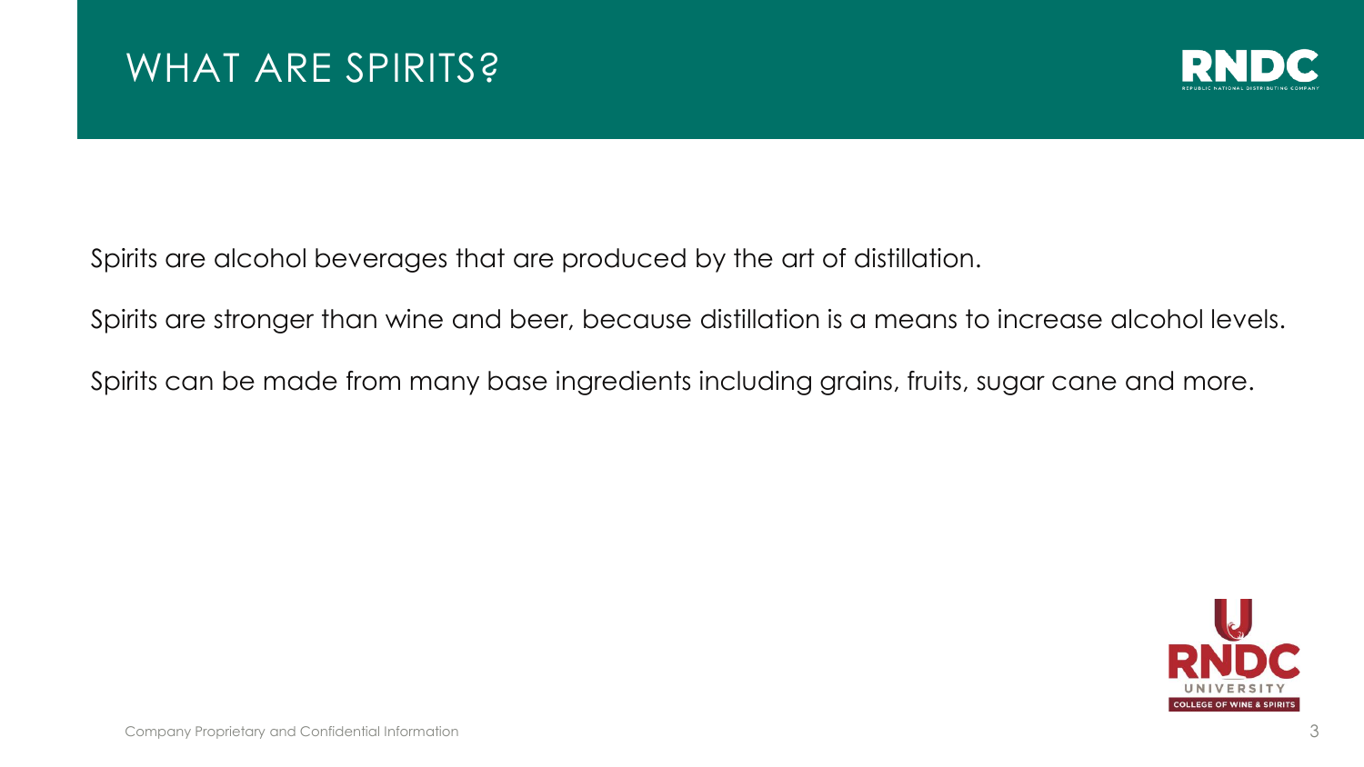# WHAT ARE SPIRITS?

Spirits are alcohol beverages that are produced by the art of distillation.

Spirits are stronger than wine and beer, because distillation is a means to increase alcohol levels.

Spirits can be made from many base ingredients including grains, fruits, sugar cane and more.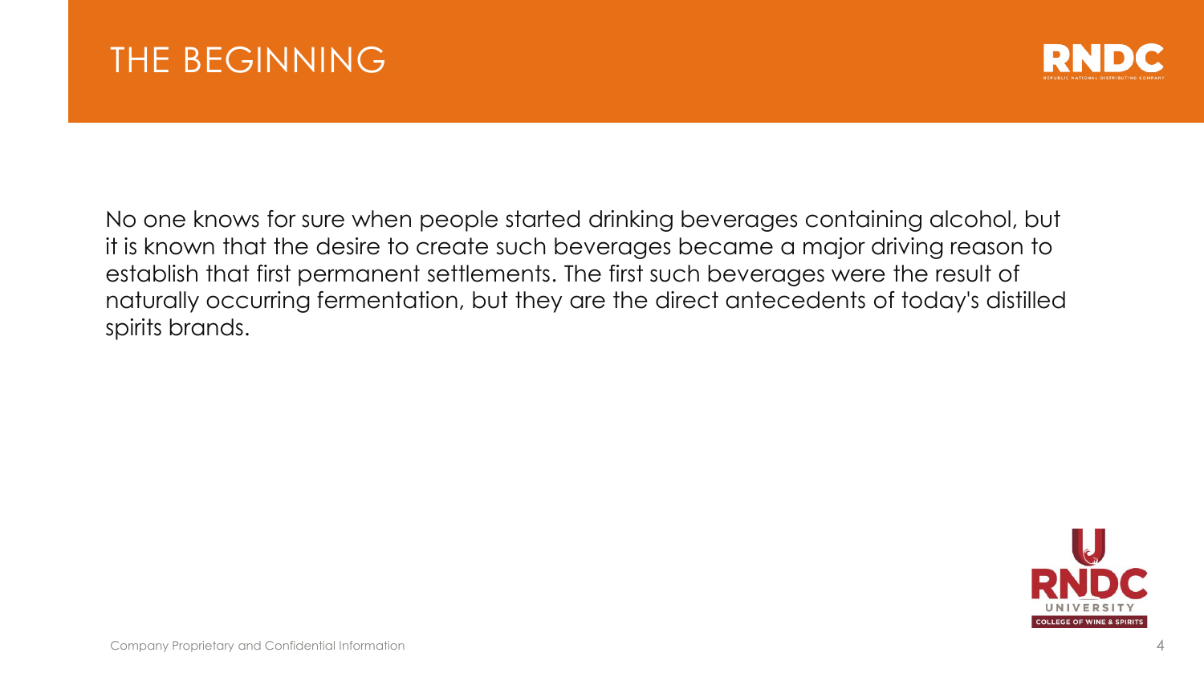# THE BEGINNING

No one knows for sure when people started drinking beverages containing alcohol, but it is known that the desire to create such beverages became a major driving reason to establish that first permanent settlements. The first such beverages were the result of naturally occurring fermentation, but they are the direct antecedents of today's distilled spirits brands.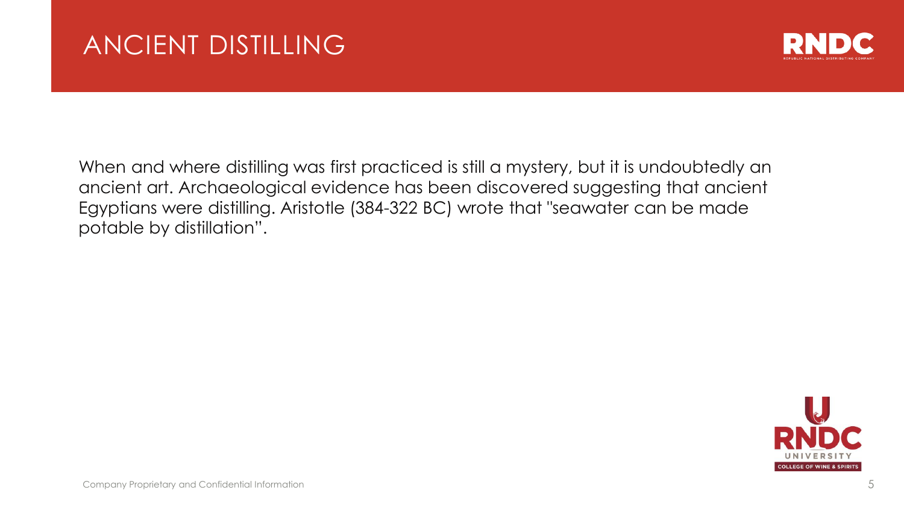# ANCIENT DISTILLING

When and where distilling was first practiced is still a mystery, but it is undoubtedly an ancient art. Archaeological evidence has been discovered suggesting that ancient Egyptians were distilling. Aristotle (384-322 BC) wrote that "seawater can be made potable by distillation".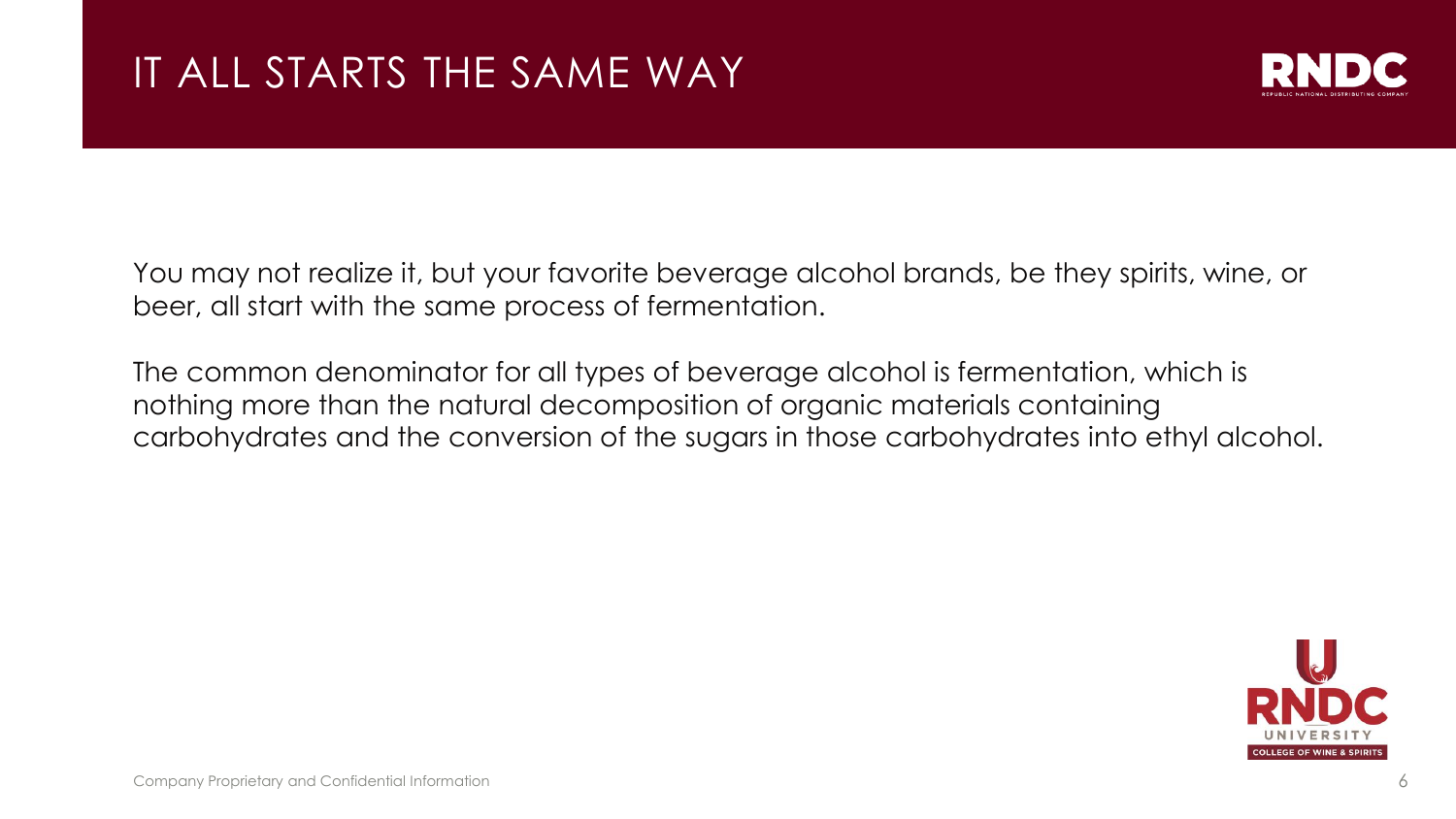# IT ALL STARTS THE SAME WAY

You may not realize it, but your favorite beverage alcohol brands, be they spirits, wine, or beer, all start with the same process of fermentation.

The common denominator for all types of beverage alcohol is fermentation, which is nothing more than the natural decomposition of organic materials containing carbohydrates and the conversion of the sugars in those carbohydrates into ethyl alcohol.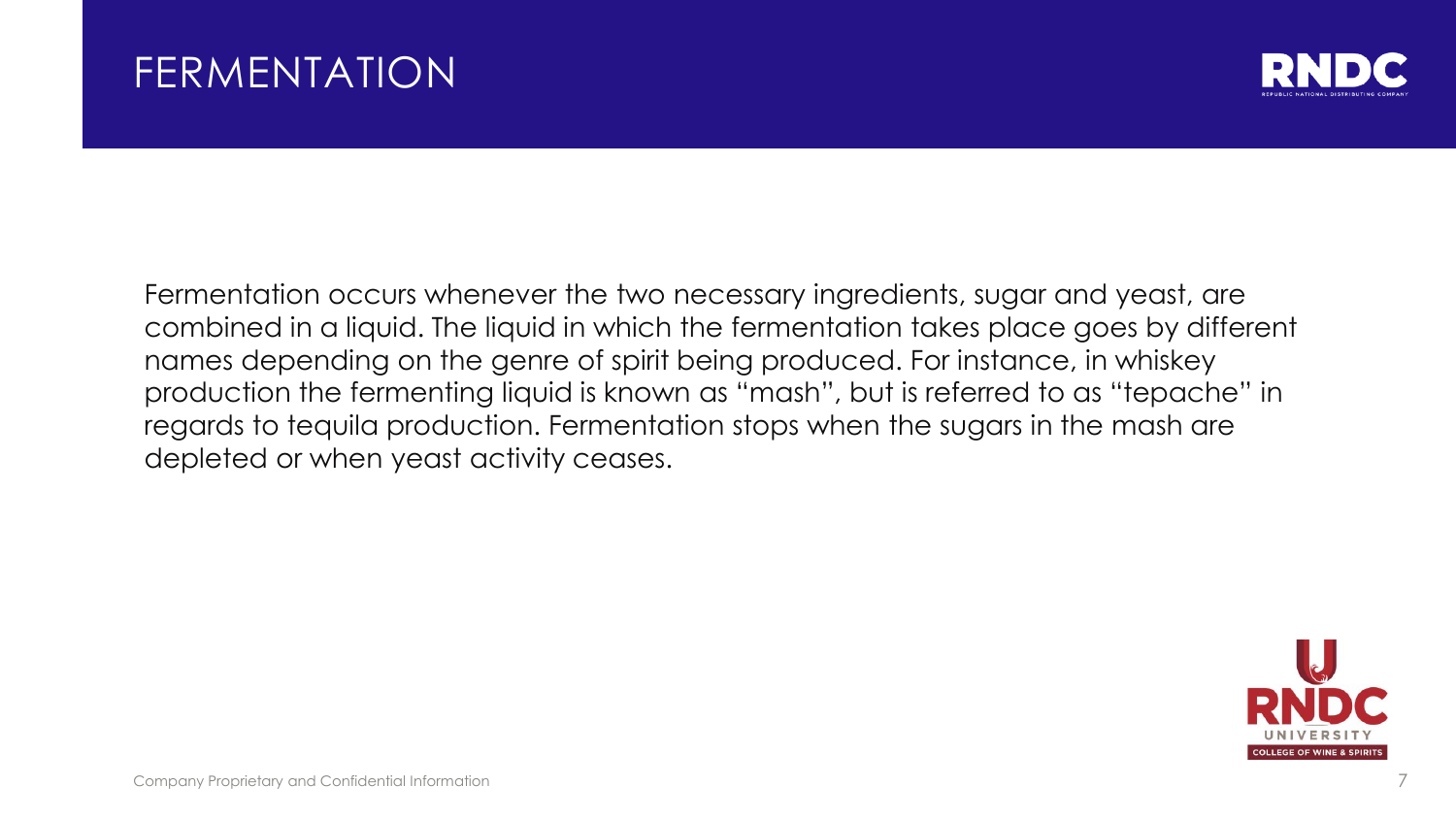# FERMENTATION

Fermentation occurs whenever the two necessary ingredients, sugar and yeast, are combined in a liquid. The liquid in which the fermentation takes place goes by different names depending on the genre of spirit being produced. For instance, in whiskey production the fermenting liquid is known as "mash", but is referred to as "tepache" in regards to tequila production. Fermentation stops when the sugars in the mash are depleted or when yeast activity ceases.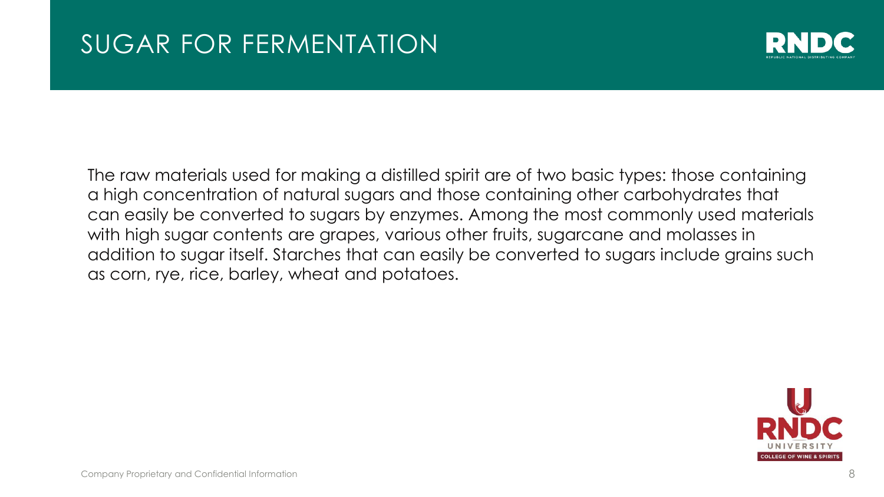# SUGAR FOR FERMENTATION

The raw materials used for making a distilled spirit are of two basic types: those containing a high concentration of natural sugars and those containing other carbohydrates that can easily be converted to sugars by enzymes. Among the most commonly used materials with high sugar contents are grapes, various other fruits, sugarcane and molasses in addition to sugar itself. Starches that can easily be converted to sugars include grains such as corn, rye, rice, barley, wheat and potatoes.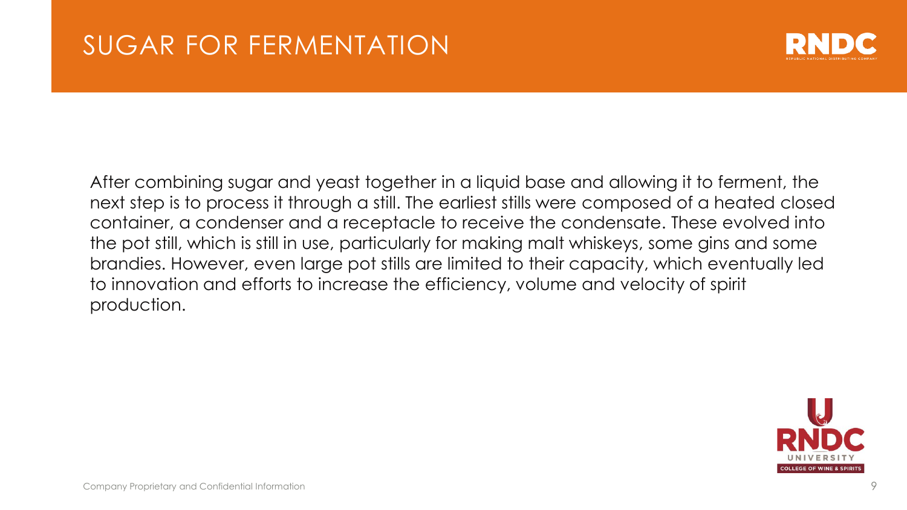# SUGAR FOR FERMENTATION

After combining sugar and yeast together in a liquid base and allowing it to ferment, the next step is to process it through a still. The earliest stills were composed of a heated closed container, a condenser and a receptacle to receive the condensate. These evolved into the pot still, which is still in use, particularly for making malt whiskeys, some gins and some brandies. However, even large pot stills are limited to their capacity, which eventually led to innovation and efforts to increase the efficiency, volume and velocity of spirit production.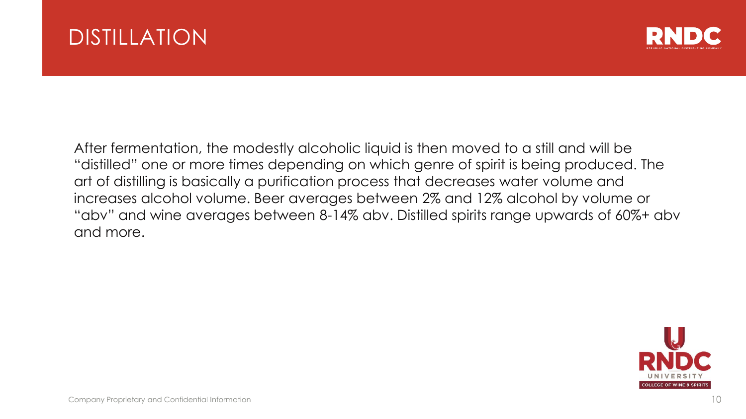# DISTILLATION

After fermentation, the modestly alcoholic liquid is then moved to a still and will be "distilled" one or more times depending on which genre of spirit is being produced. The art of distilling is basically a purification process that decreases water volume and increases alcohol volume. Beer averages between 2% and 12% alcohol by volume or "abv" and wine averages between 8-14% abv. Distilled spirits range upwards of 60%+ abv and more.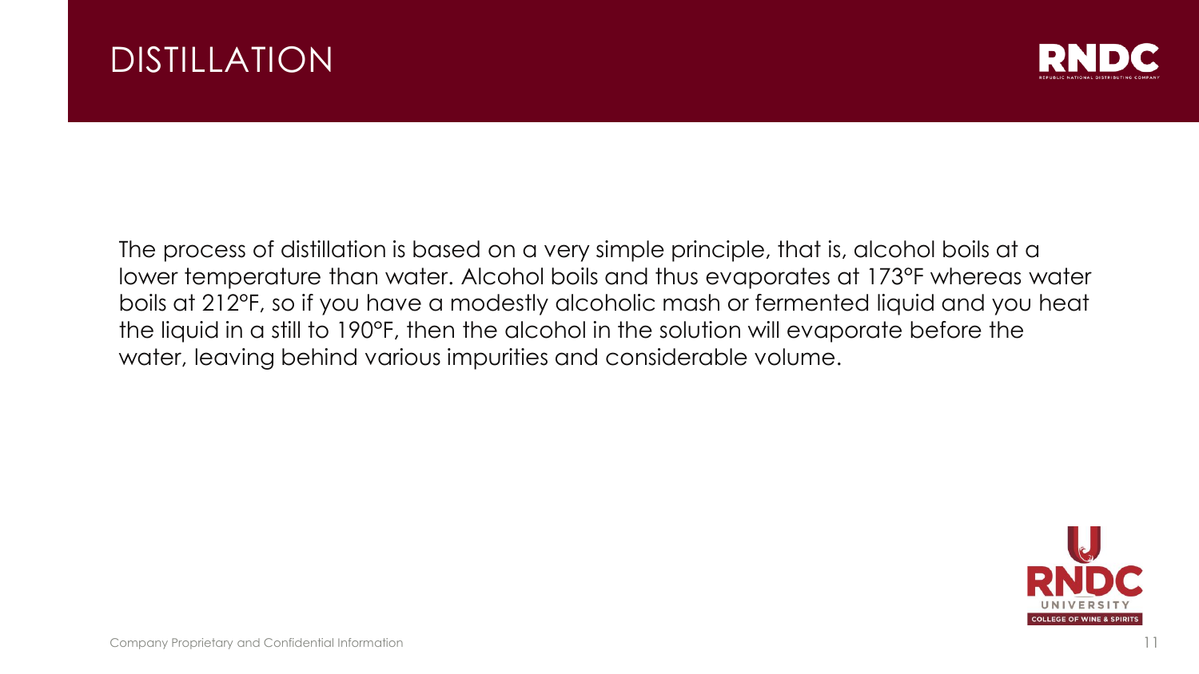# DISTILLATION

The process of distillation is based on a very simple principle, that is, alcohol boils at a lower temperature than water. Alcohol boils and thus evaporates at 173°F whereas water boils at 212°F, so if you have a modestly alcoholic mash or fermented liquid and you heat the liquid in a still to 190°F, then the alcohol in the solution will evaporate before the water, leaving behind various impurities and considerable volume.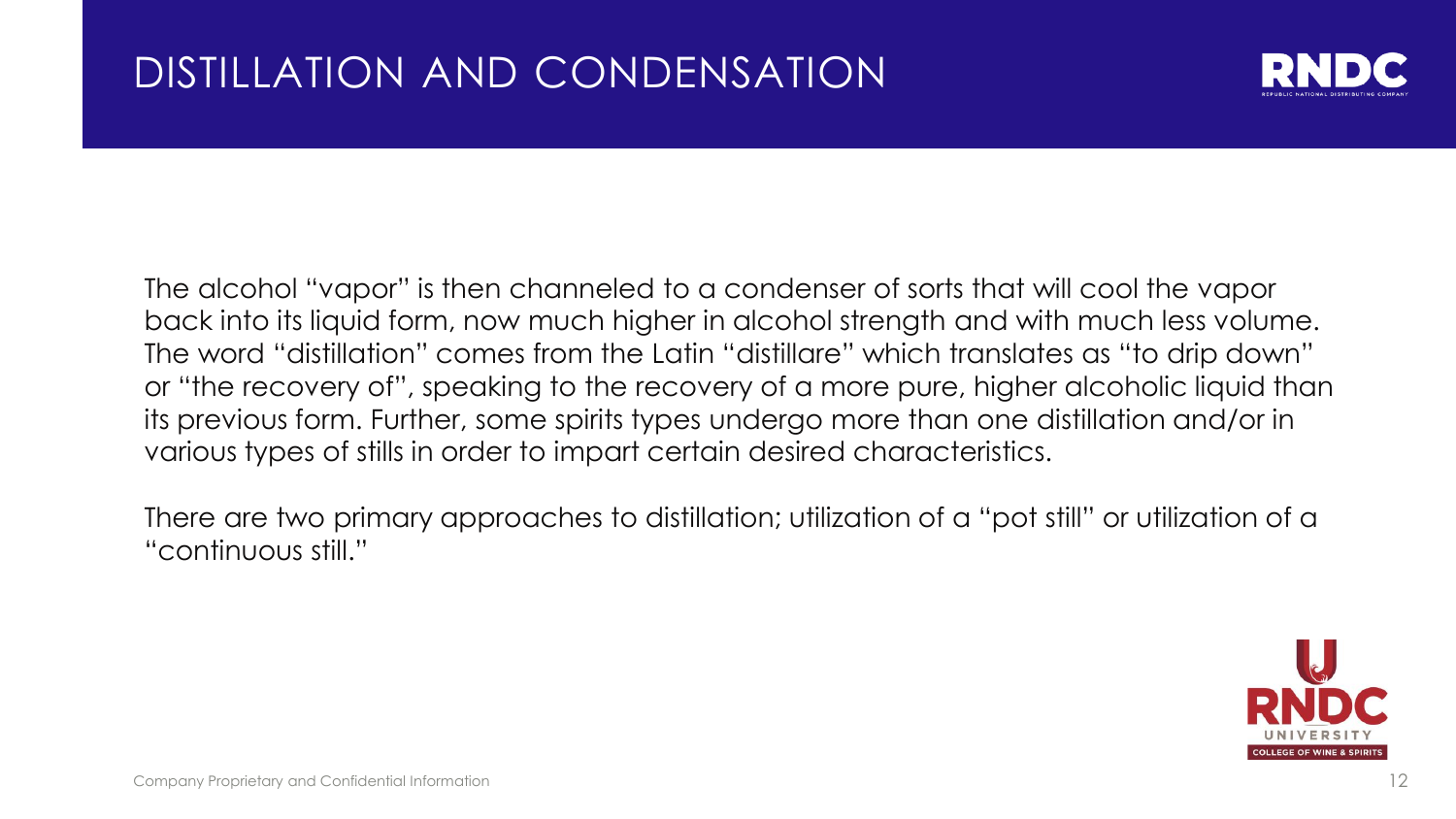# DISTILLATION AND CONDENSATION

The alcohol "vapor" is then channeled to a condenser of sorts that will cool the vapor back into its liquid form, now much higher in alcohol strength and with much less volume. The word "distillation" comes from the Latin "distillare" which translates as "to drip down" or "the recovery of", speaking to the recovery of a more pure, higher alcoholic liquid than its previous form. Further, some spirits types undergo more than one distillation and/or in various types of stills in order to impart certain desired characteristics.

There are two primary approaches to distillation; utilization of a "pot still" or utilization of a "continuous still."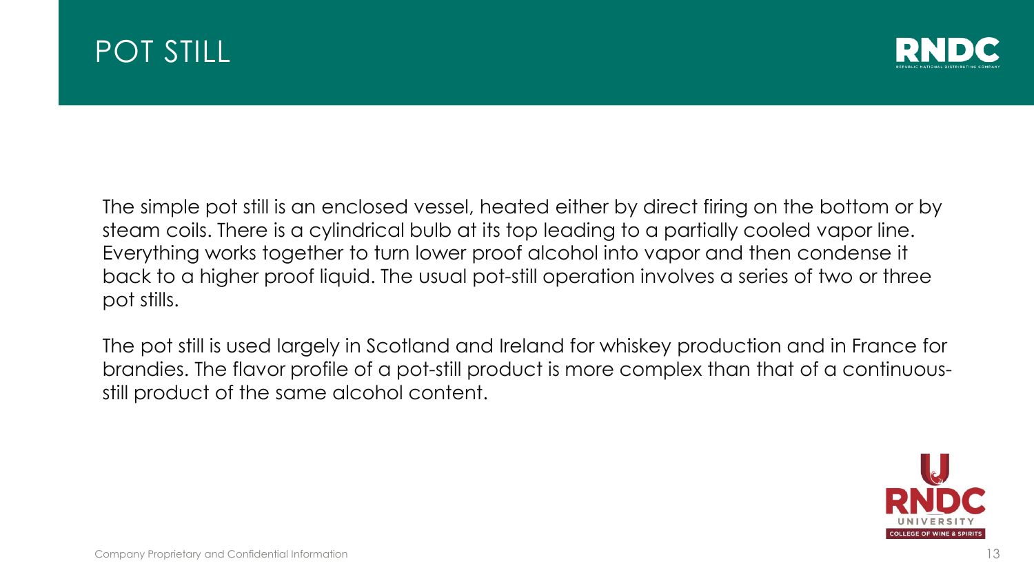# POT STILL

The simple pot still is an enclosed vessel, heated either by direct firing on the bottom or by steam coils. There is a cylindrical bulb at its top leading to a partially cooled vapor line. Everything works together to turn lower proof alcohol into vapor and then condense it back to a higher proof liquid. The usual pot-still operation involves a series of two or three pot stills.

The pot still is used largely in Scotland and Ireland for whiskey production and in France for brandies. The flavor profile of a pot-still product is more complex than that of a continuous-still product of the same alcohol content.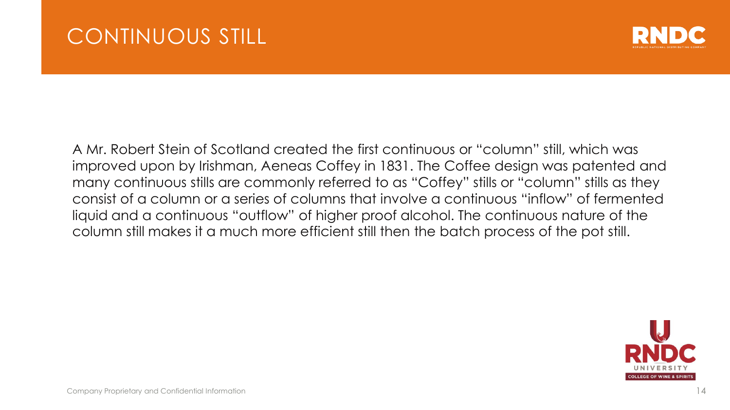# CONTINUOUS STILL

A Mr. Robert Stein of Scotland created the first continuous or "column" still, which was improved upon by Irishman, Aeneas Coffey in 1831. The Coffee design was patented and many continuous stills are commonly referred to as "Coffey" stills or "column" stills as they consist of a column or a series of columns that involve a continuous "inflow" of fermented liquid and a continuous "outflow" of higher proof alcohol. The continuous nature of the column still makes it a much more efficient still then the batch process of the pot still.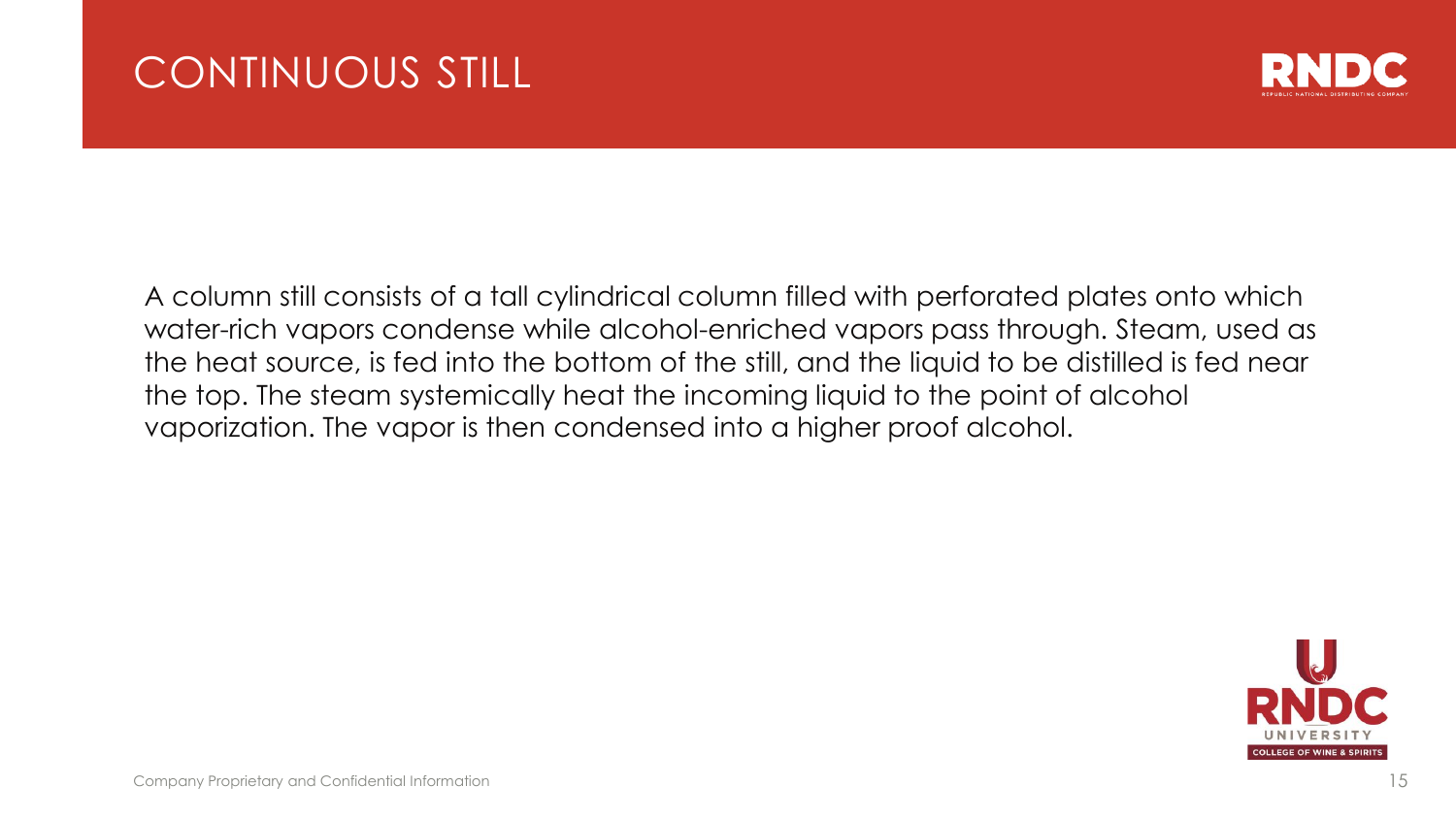# CONTINUOUS STILL

A column still consists of a tall cylindrical column filled with perforated plates onto which water-rich vapors condense while alcohol-enriched vapors pass through. Steam, used as the heat source, is fed into the bottom of the still, and the liquid to be distilled is fed near the top. The steam systemically heat the incoming liquid to the point of alcohol vaporization. The vapor is then condensed into a higher proof alcohol.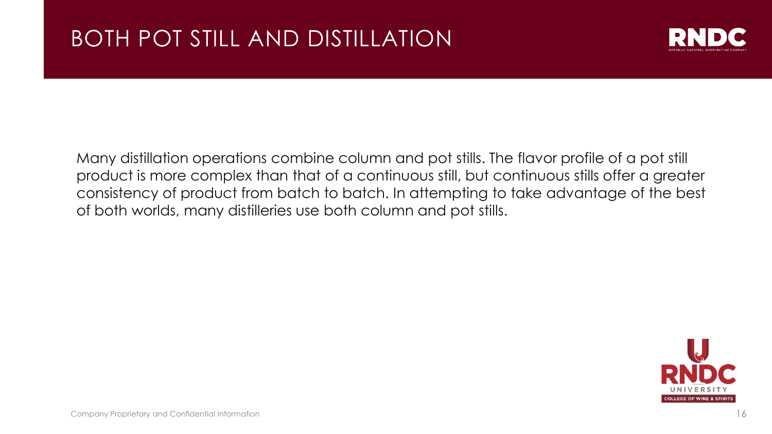# BOTH POT STILL AND DISTILLATION

Many distillation operations combine column and pot stills. The flavor profile of a pot still product is more complex than that of a continuous still, but continuous stills offer a greater consistency of product from batch to batch. In attempting to take advantage of the best of both worlds, many distilleries use both column and pot stills.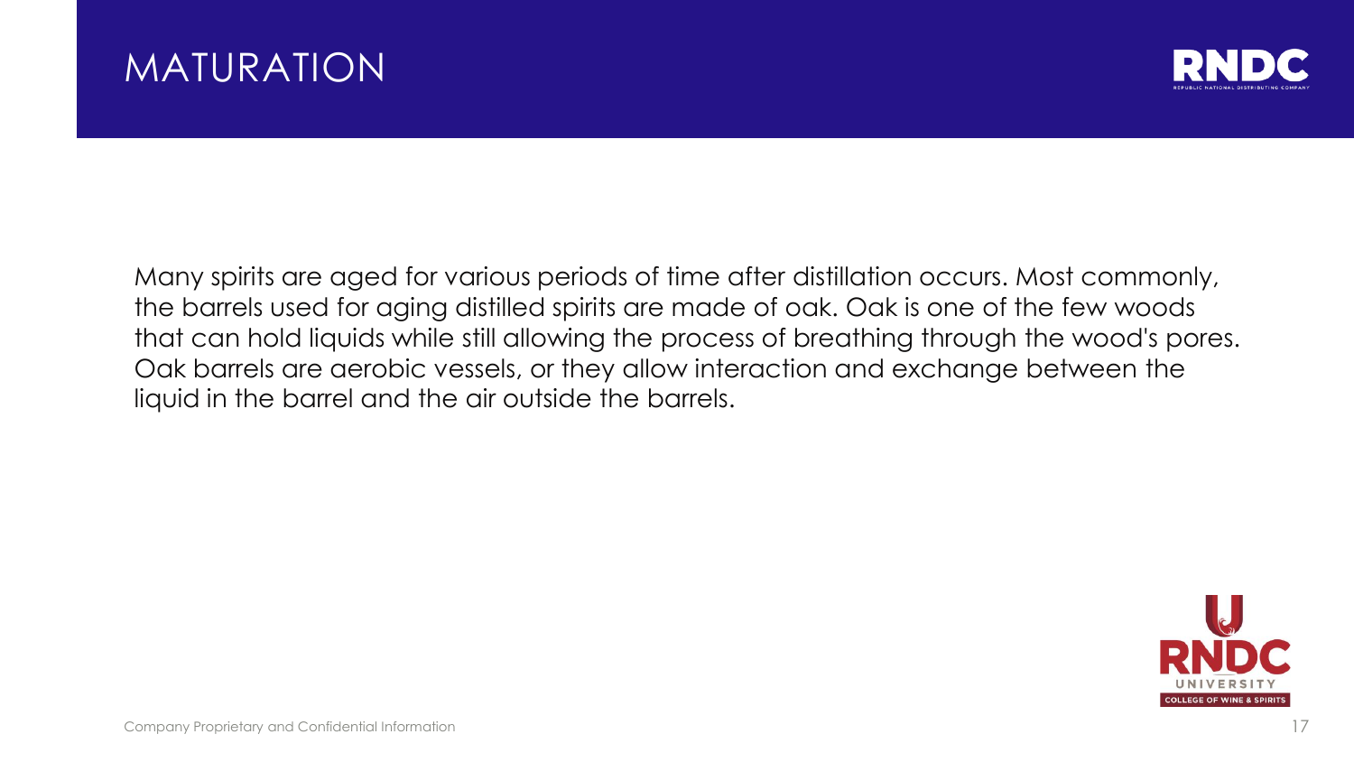# MATURATION

Many spirits are aged for various periods of time after distillation occurs. Most commonly, the barrels used for aging distilled spirits are made of oak. Oak is one of the few woods that can hold liquids while still allowing the process of breathing through the wood's pores. Oak barrels are aerobic vessels, or they allow interaction and exchange between the liquid in the barrel and the air outside the barrels.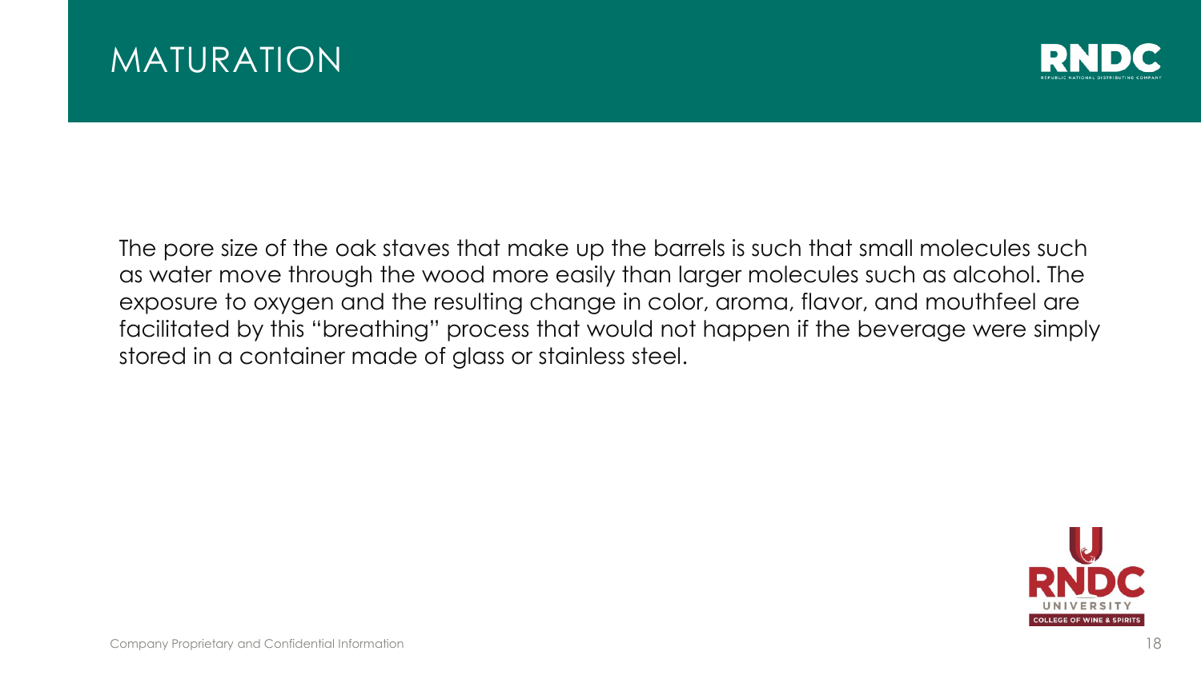# MATURATION

The pore size of the oak staves that make up the barrels is such that small molecules such as water move through the wood more easily than larger molecules such as alcohol. The exposure to oxygen and the resulting change in color, aroma, flavor, and mouthfeel are facilitated by this "breathing" process that would not happen if the beverage were simply stored in a container made of glass or stainless steel.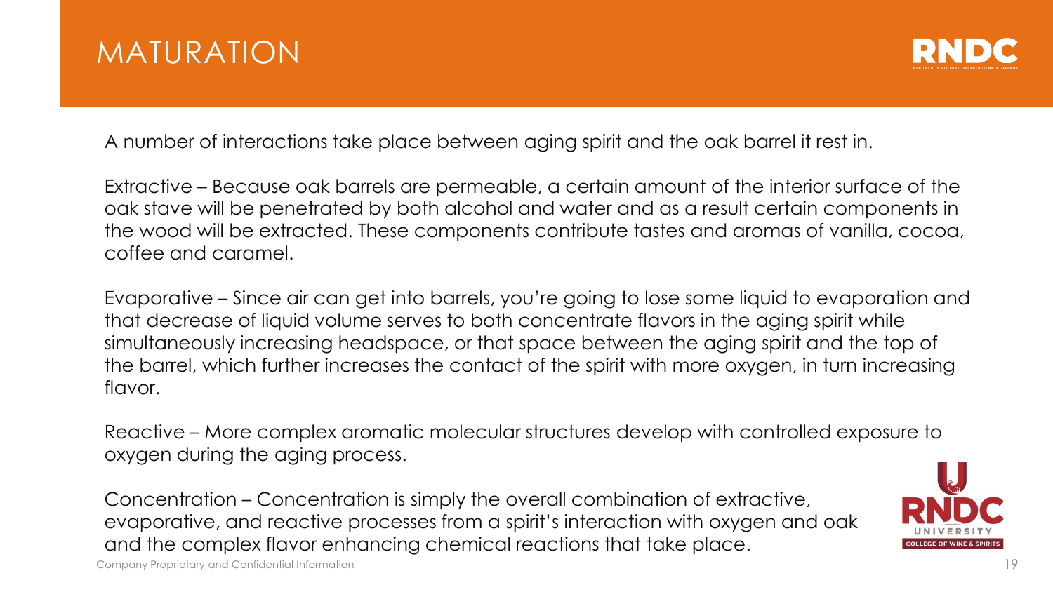# MATURATION

A number of interactions take place between aging spirit and the oak barrel it rest in.

Extractive – Because oak barrels are permeable, a certain amount of the interior surface of the oak stave will be penetrated by both alcohol and water and as a result certain components in the wood will be extracted. These components contribute tastes and aromas of vanilla, cocoa, coffee and caramel.

Evaporative – Since air can get into barrels, you're going to lose some liquid to evaporation and that decrease of liquid volume serves to both concentrate flavors in the aging spirit while simultaneously increasing headspace, or that space between the aging spirit and the top of the barrel, which further increases the contact of the spirit with more oxygen, in turn increasing flavor.

Reactive – More complex aromatic molecular structures develop with controlled exposure to oxygen during the aging process.

Concentration – Concentration is simply the overall combination of extractive, evaporative, and reactive processes from a spirit's interaction with oxygen and oak and the complex flavor enhancing chemical reactions that take place.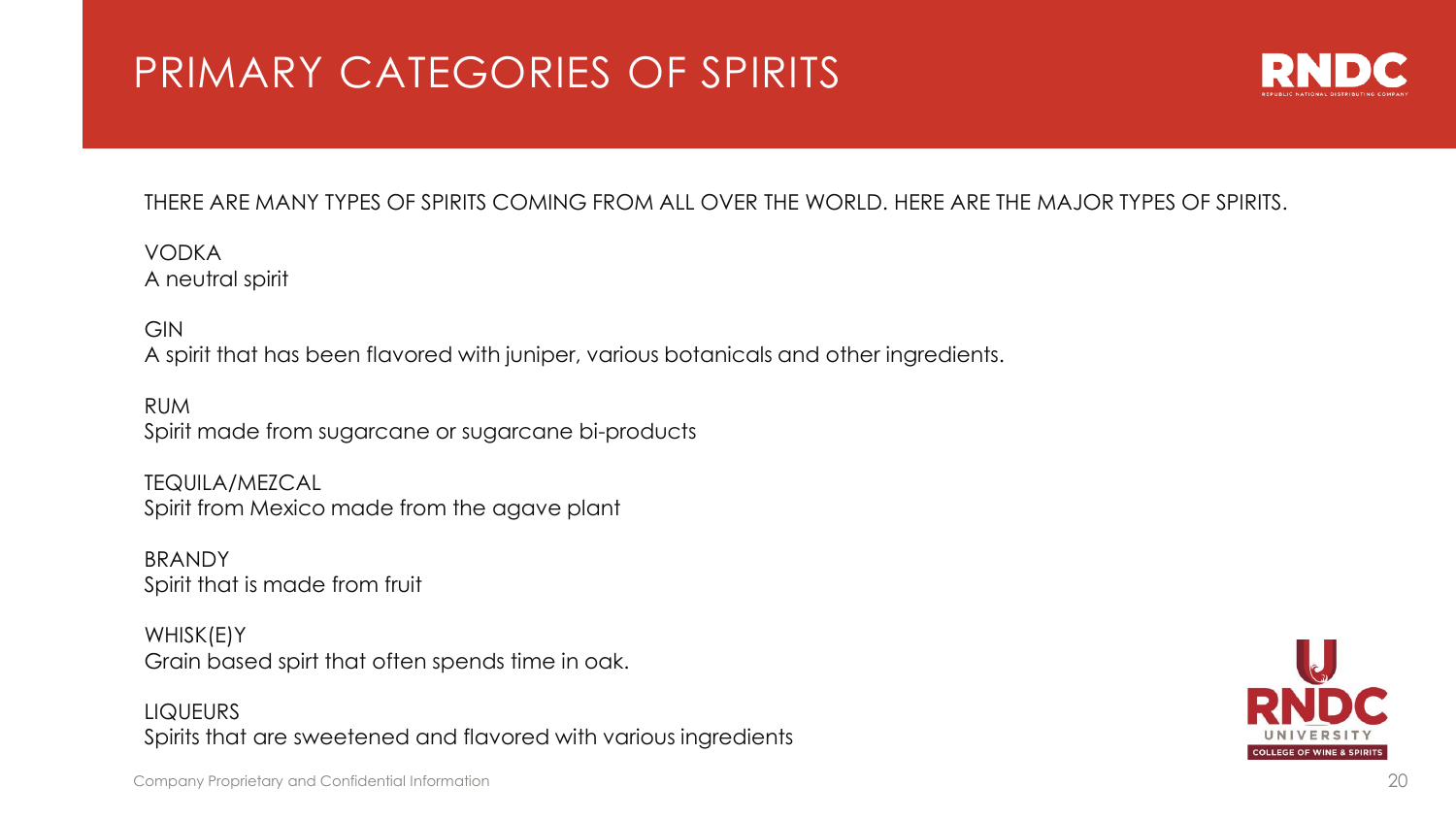# PRIMARY CATEGORIES OF SPIRITS

THERE ARE MANY TYPES OF SPIRITS COMING FROM ALL OVER THE WORLD. HERE ARE THE MAJOR TYPES OF SPIRITS.

VODKA
A neutral spirit

GIN
A spirit that has been flavored with juniper, various botanicals and other ingredients.

RUM
Spirit made from sugarcane or sugarcane bi-products

TEQUILA/MEZCAL
Spirit from Mexico made from the agave plant

BRANDY
Spirit that is made from fruit

WHISK(E)Y
Grain based spirt that often spends time in oak.

LIQUEURS
Spirits that are sweetened and flavored with various ingredients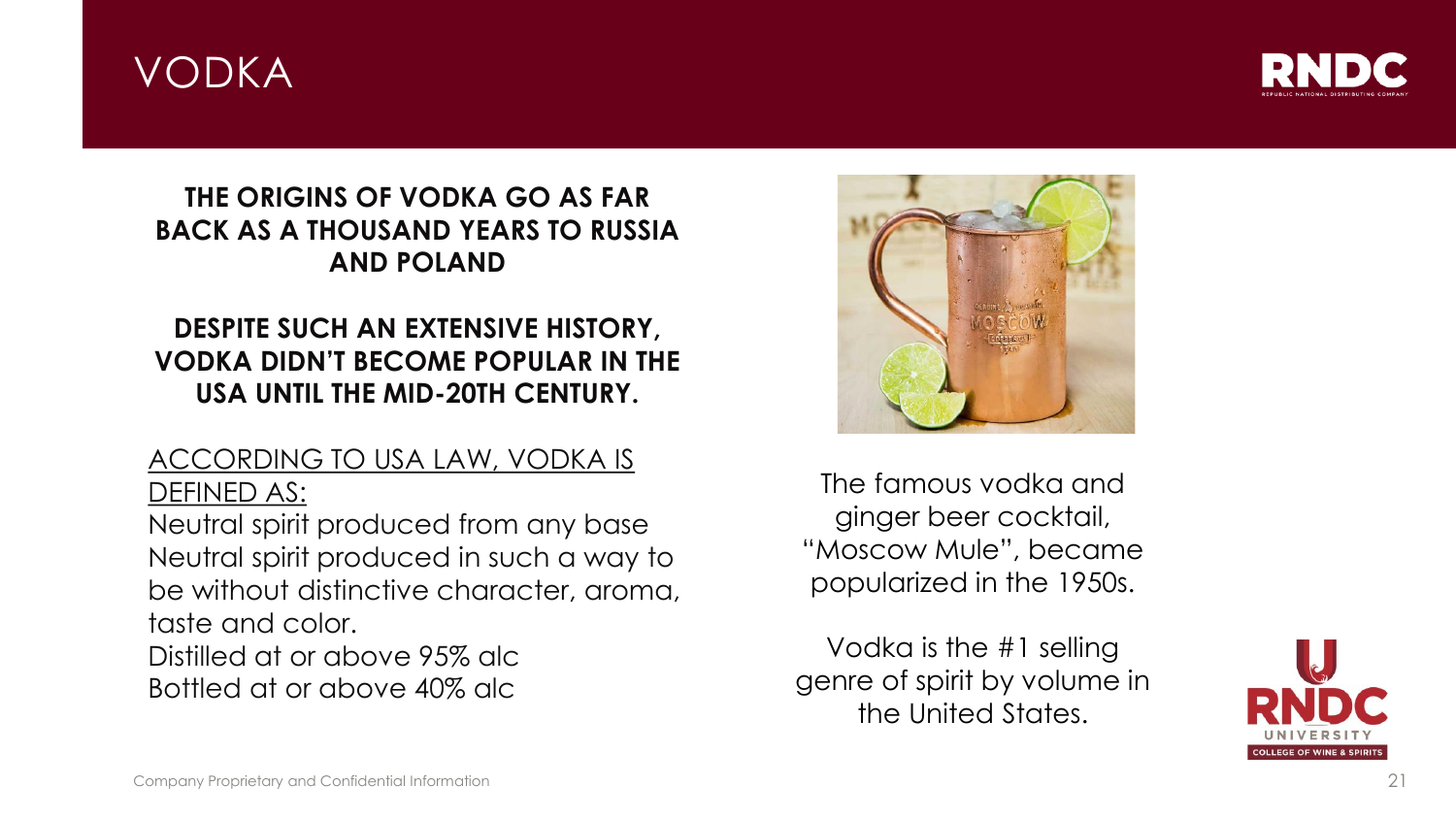# VODKA

**THE ORIGINS OF VODKA GO AS FAR BACK AS A THOUSAND YEARS TO RUSSIA AND POLAND**

**DESPITE SUCH AN EXTENSIVE HISTORY, VODKA DIDN'T BECOME POPULAR IN THE USA UNTIL THE MID-20TH CENTURY.**

<u>ACCORDING TO USA LAW, VODKA IS DEFINED AS:</u>

Neutral spirit produced from any base
Neutral spirit produced in such a way to be without distinctive character, aroma, taste and color.
Distilled at or above 95% alc
Bottled at or above 40% alc

The famous vodka and ginger beer cocktail, "Moscow Mule", became popularized in the 1950s.

Vodka is the #1 selling genre of spirit by volume in the United States.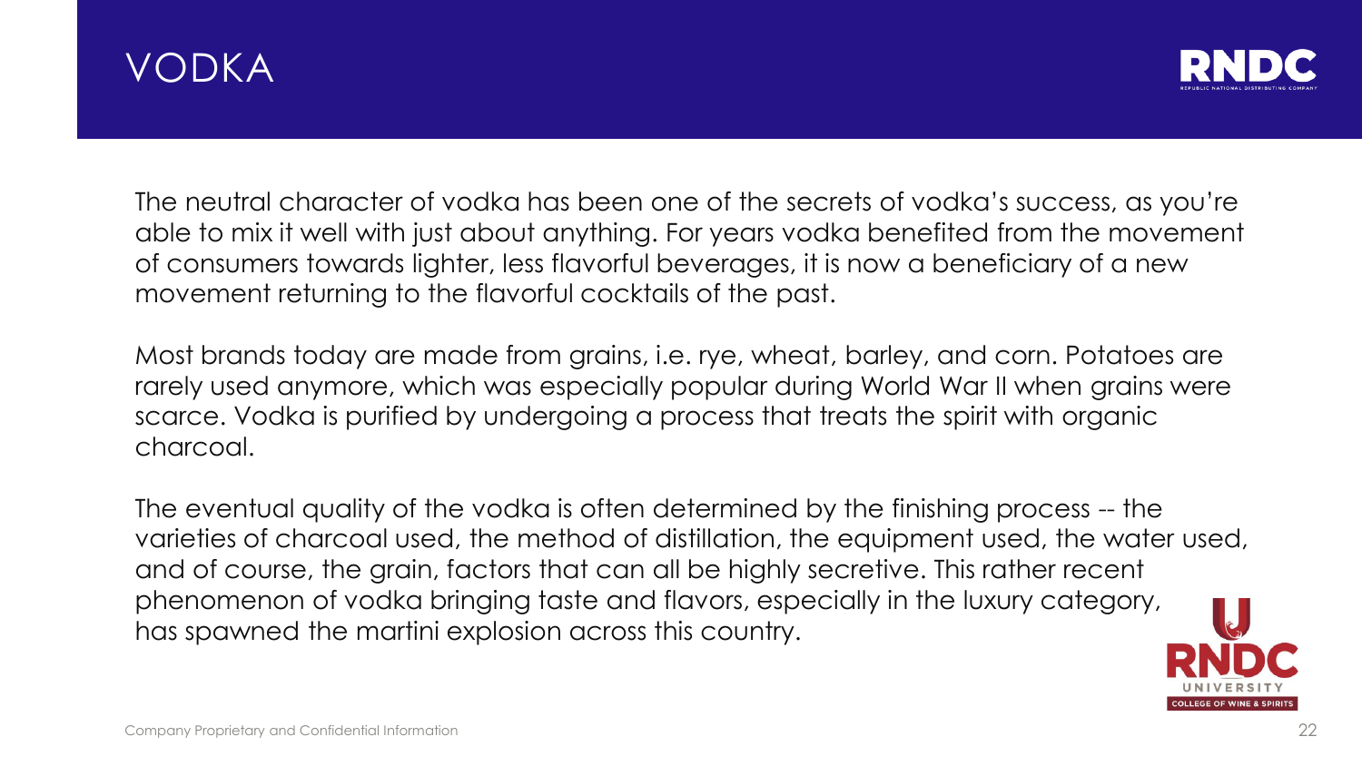# VODKA

The neutral character of vodka has been one of the secrets of vodka's success, as you're able to mix it well with just about anything. For years vodka benefited from the movement of consumers towards lighter, less flavorful beverages, it is now a beneficiary of a new movement returning to the flavorful cocktails of the past.

Most brands today are made from grains, i.e. rye, wheat, barley, and corn. Potatoes are rarely used anymore, which was especially popular during World War II when grains were scarce. Vodka is purified by undergoing a process that treats the spirit with organic charcoal.

The eventual quality of the vodka is often determined by the finishing process -- the varieties of charcoal used, the method of distillation, the equipment used, the water used, and of course, the grain, factors that can all be highly secretive. This rather recent phenomenon of vodka bringing taste and flavors, especially in the luxury category, has spawned the martini explosion across this country.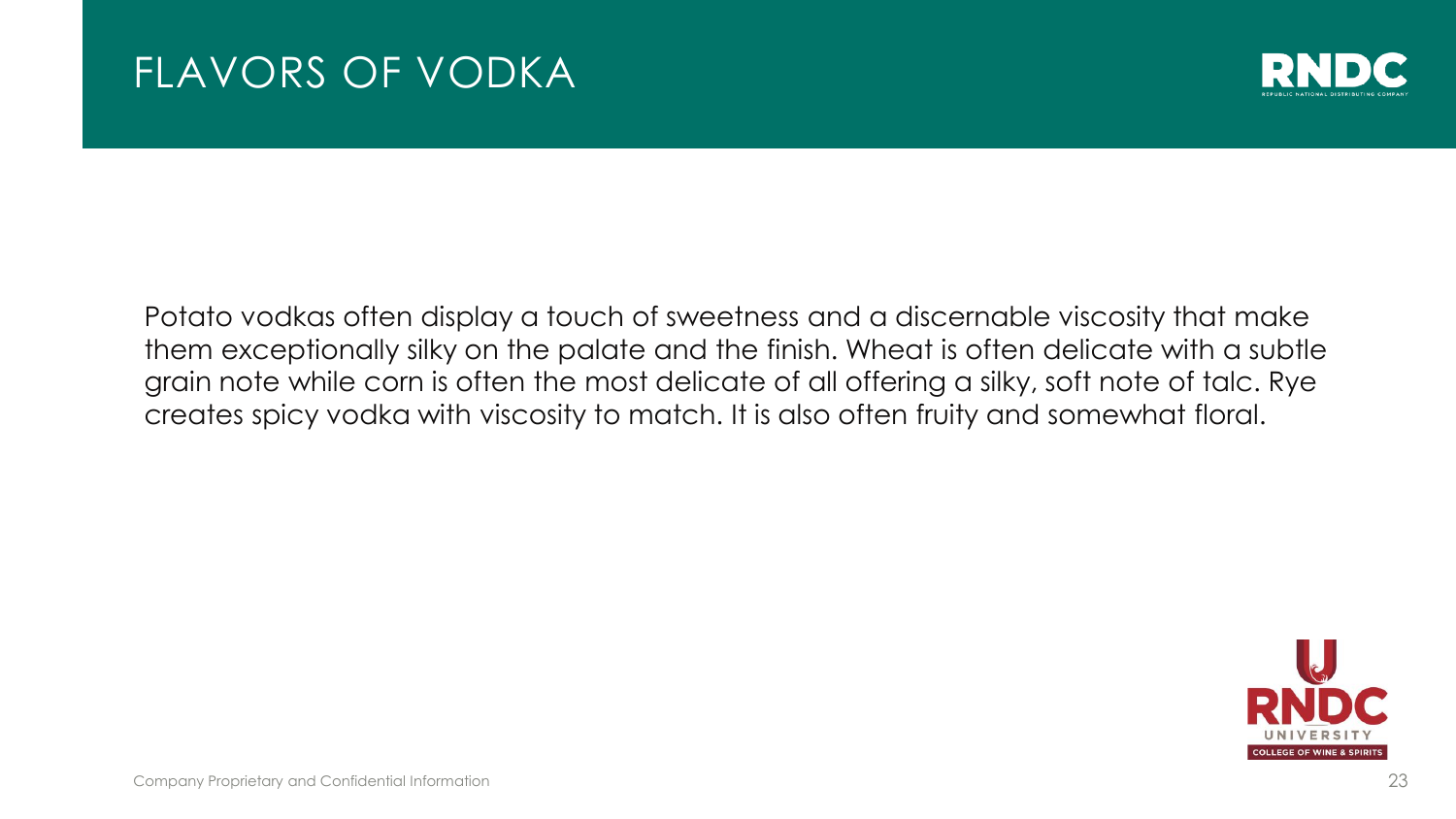# FLAVORS OF VODKA

Potato vodkas often display a touch of sweetness and a discernable viscosity that make them exceptionally silky on the palate and the finish. Wheat is often delicate with a subtle grain note while corn is often the most delicate of all offering a silky, soft note of talc. Rye creates spicy vodka with viscosity to match. It is also often fruity and somewhat floral.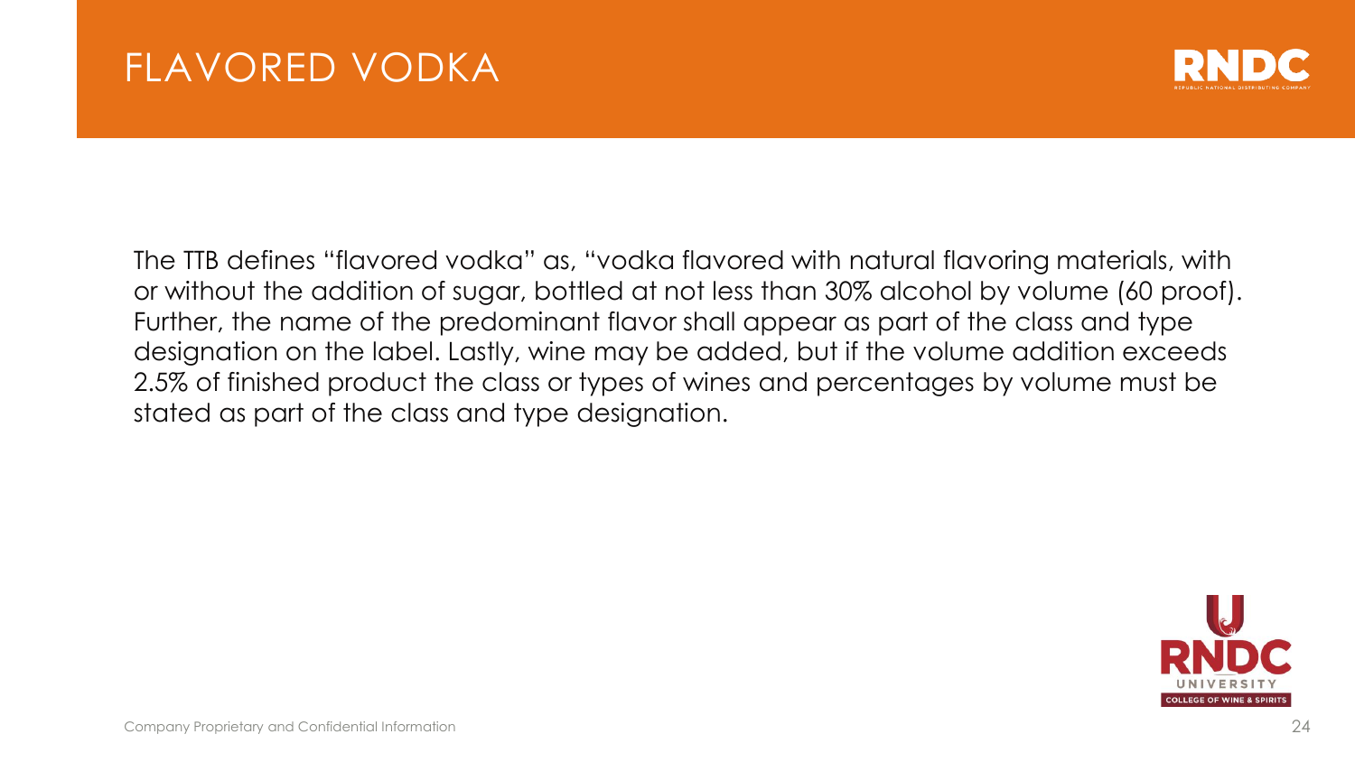# FLAVORED VODKA

The TTB defines "flavored vodka" as, "vodka flavored with natural flavoring materials, with or without the addition of sugar, bottled at not less than 30% alcohol by volume (60 proof). Further, the name of the predominant flavor shall appear as part of the class and type designation on the label. Lastly, wine may be added, but if the volume addition exceeds 2.5% of finished product the class or types of wines and percentages by volume must be stated as part of the class and type designation.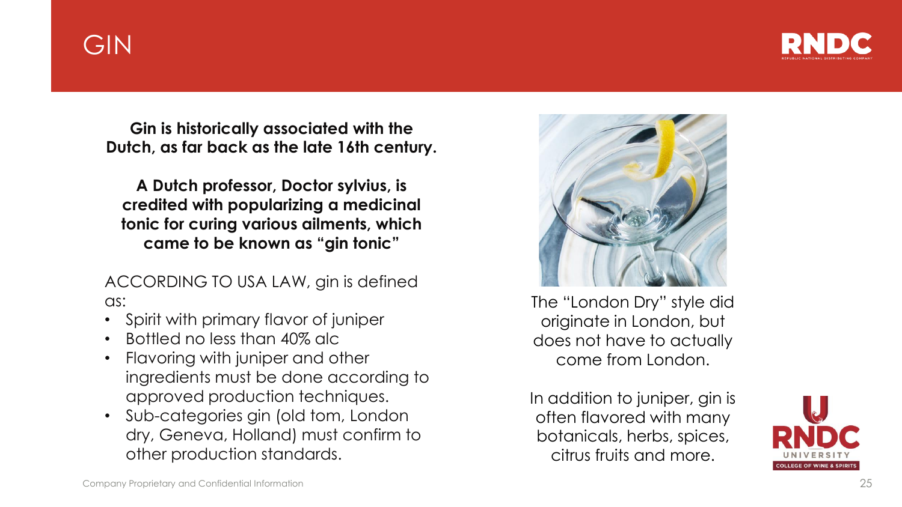# GIN

**Gin is historically associated with the Dutch, as far back as the late 16th century.**

**A Dutch professor, Doctor sylvius, is credited with popularizing a medicinal tonic for curing various ailments, which came to be known as "gin tonic"**

ACCORDING TO USA LAW, gin is defined as:

- Spirit with primary flavor of juniper
- Bottled no less than 40% alc
- Flavoring with juniper and other ingredients must be done according to approved production techniques.
- Sub-categories gin (old tom, London dry, Geneva, Holland) must confirm to other production standards.

The "London Dry" style did originate in London, but does not have to actually come from London.

In addition to juniper, gin is often flavored with many botanicals, herbs, spices, citrus fruits and more.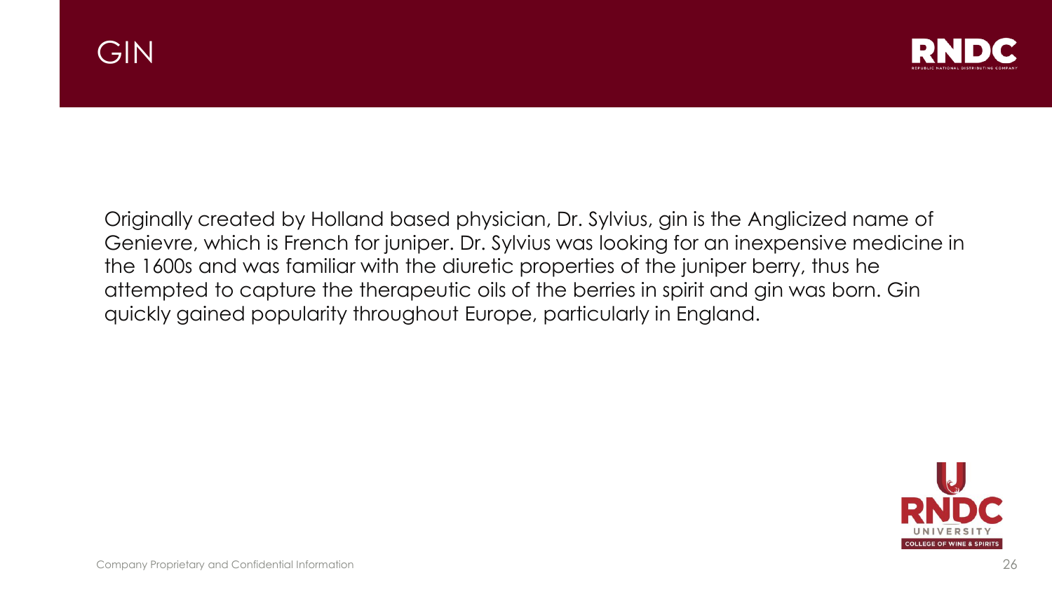# GIN

Originally created by Holland based physician, Dr. Sylvius, gin is the Anglicized name of Genievre, which is French for juniper. Dr. Sylvius was looking for an inexpensive medicine in the 1600s and was familiar with the diuretic properties of the juniper berry, thus he attempted to capture the therapeutic oils of the berries in spirit and gin was born. Gin quickly gained popularity throughout Europe, particularly in England.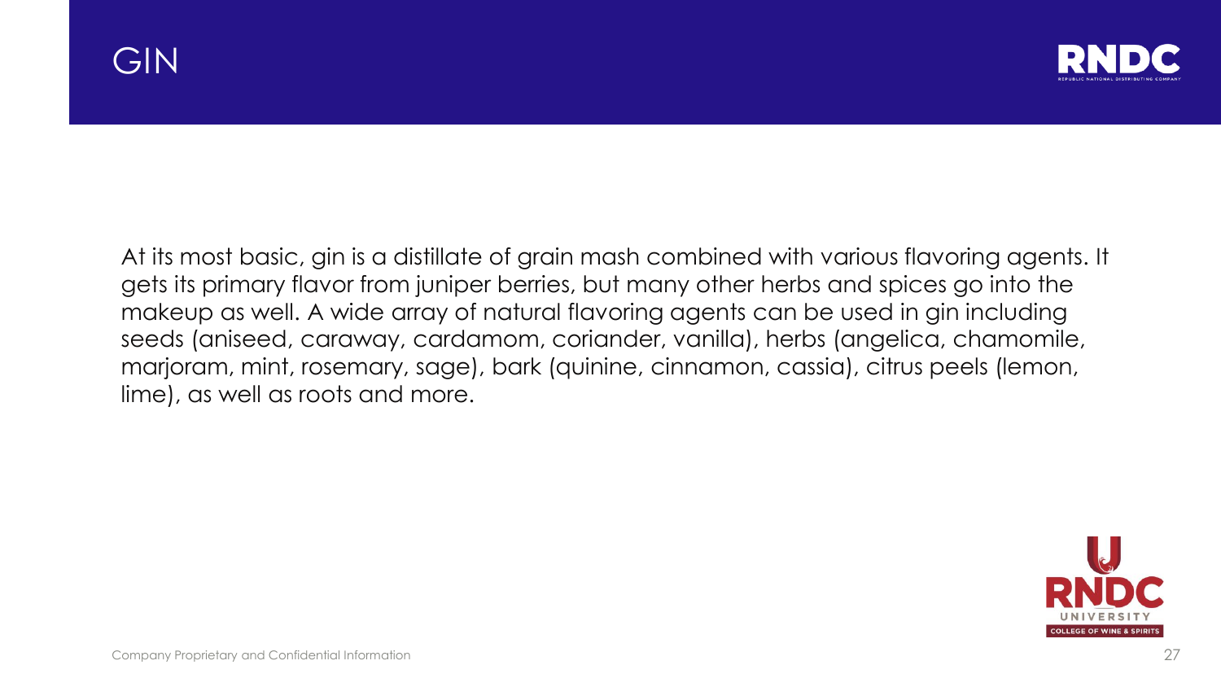# GIN

At its most basic, gin is a distillate of grain mash combined with various flavoring agents. It gets its primary flavor from juniper berries, but many other herbs and spices go into the makeup as well. A wide array of natural flavoring agents can be used in gin including seeds (aniseed, caraway, cardamom, coriander, vanilla), herbs (angelica, chamomile, marjoram, mint, rosemary, sage), bark (quinine, cinnamon, cassia), citrus peels (lemon, lime), as well as roots and more.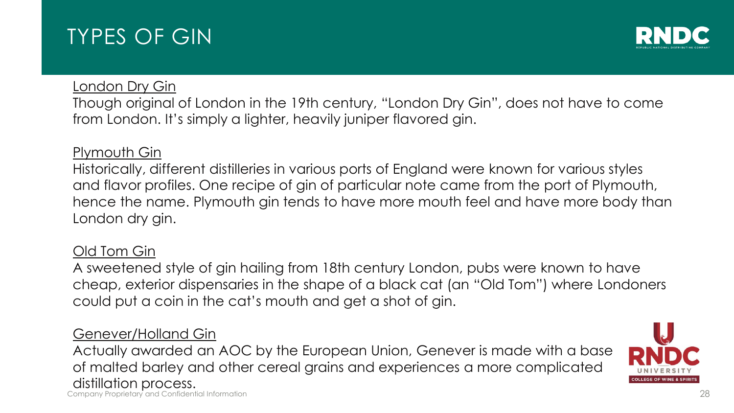# TYPES OF GIN

<u>London Dry Gin</u>

Though original of London in the 19th century, "London Dry Gin", does not have to come from London. It's simply a lighter, heavily juniper flavored gin.

<u>Plymouth Gin</u>

Historically, different distilleries in various ports of England were known for various styles and flavor profiles. One recipe of gin of particular note came from the port of Plymouth, hence the name. Plymouth gin tends to have more mouth feel and have more body than London dry gin.

<u>Old Tom Gin</u>

A sweetened style of gin hailing from 18th century London, pubs were known to have cheap, exterior dispensaries in the shape of a black cat (an "Old Tom") where Londoners could put a coin in the cat's mouth and get a shot of gin.

<u>Genever/Holland Gin</u>

Actually awarded an AOC by the European Union, Genever is made with a base of malted barley and other cereal grains and experiences a more complicated distillation process.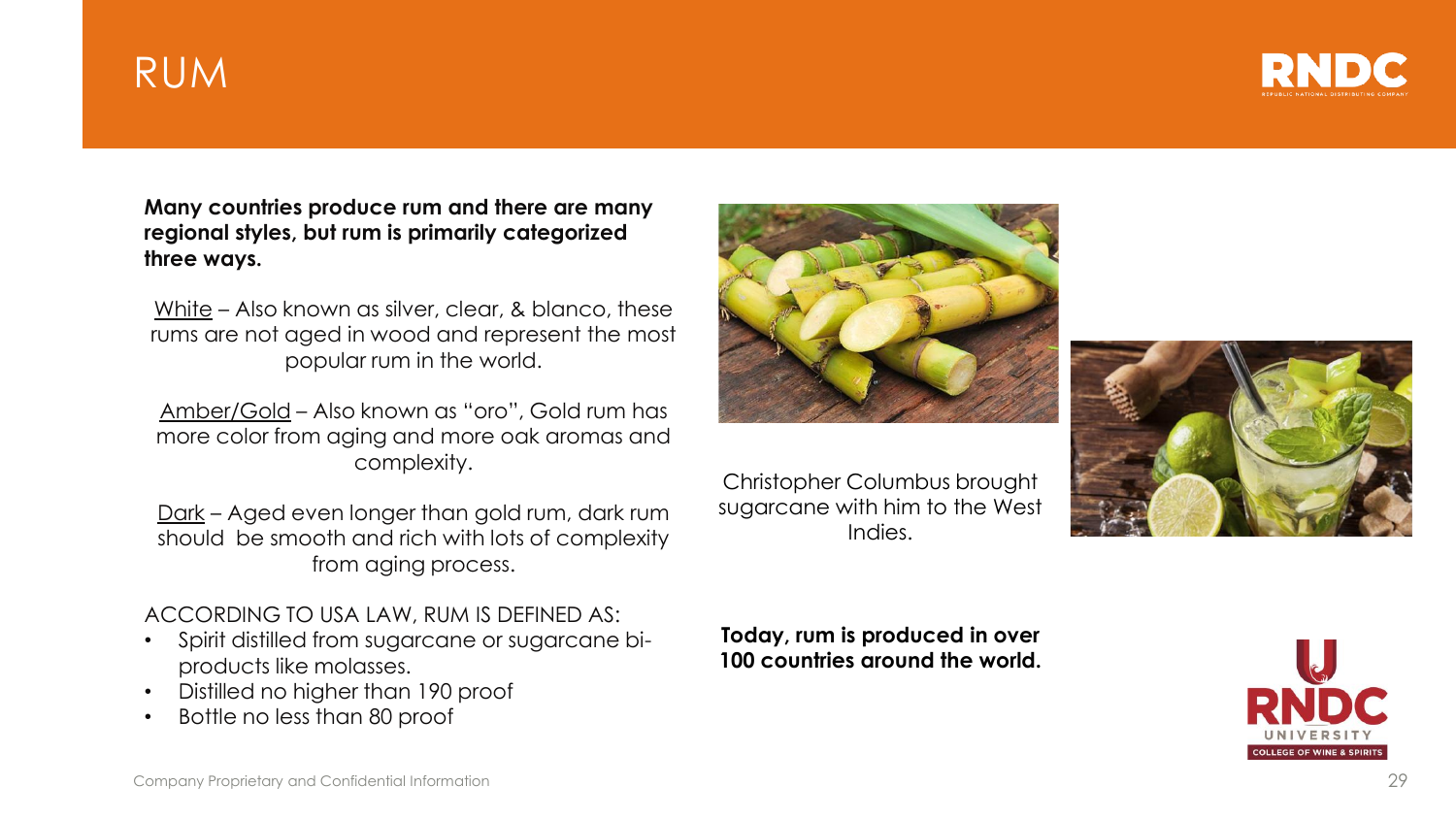# RUM

**Many countries produce rum and there are many regional styles, but rum is primarily categorized three ways.**

White – Also known as silver, clear, & blanco, these rums are not aged in wood and represent the most popular rum in the world.

Amber/Gold – Also known as "oro", Gold rum has more color from aging and more oak aromas and complexity.

Dark – Aged even longer than gold rum, dark rum should be smooth and rich with lots of complexity from aging process.

ACCORDING TO USA LAW, RUM IS DEFINED AS:

- Spirit distilled from sugarcane or sugarcane bi-products like molasses.
- Distilled no higher than 190 proof
- Bottle no less than 80 proof

Christopher Columbus brought sugarcane with him to the West Indies.

**Today, rum is produced in over 100 countries around the world.**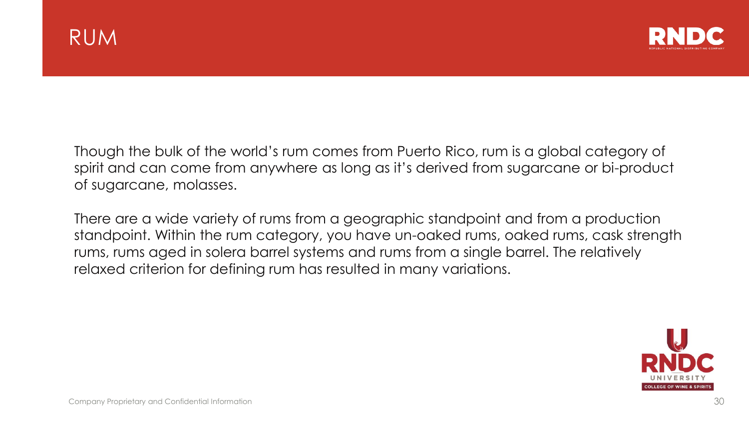# RUM

Though the bulk of the world's rum comes from Puerto Rico, rum is a global category of spirit and can come from anywhere as long as it's derived from sugarcane or bi-product of sugarcane, molasses.

There are a wide variety of rums from a geographic standpoint and from a production standpoint. Within the rum category, you have un-oaked rums, oaked rums, cask strength rums, rums aged in solera barrel systems and rums from a single barrel. The relatively relaxed criterion for defining rum has resulted in many variations.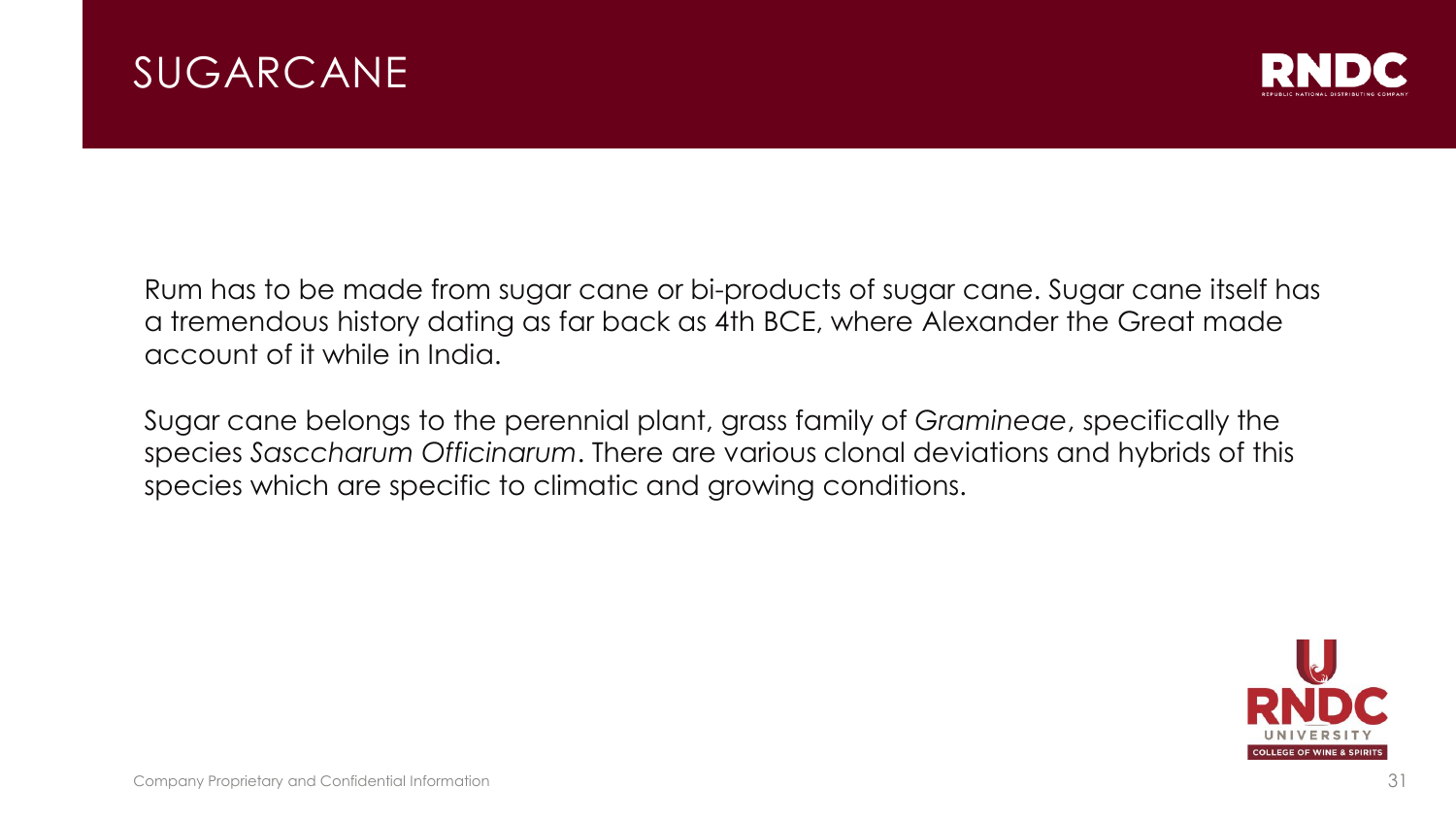# SUGARCANE

Rum has to be made from sugar cane or bi-products of sugar cane. Sugar cane itself has a tremendous history dating as far back as 4th BCE, where Alexander the Great made account of it while in India.

Sugar cane belongs to the perennial plant, grass family of *Gramineae*, specifically the species *Sasccharum Officinarum*. There are various clonal deviations and hybrids of this species which are specific to climatic and growing conditions.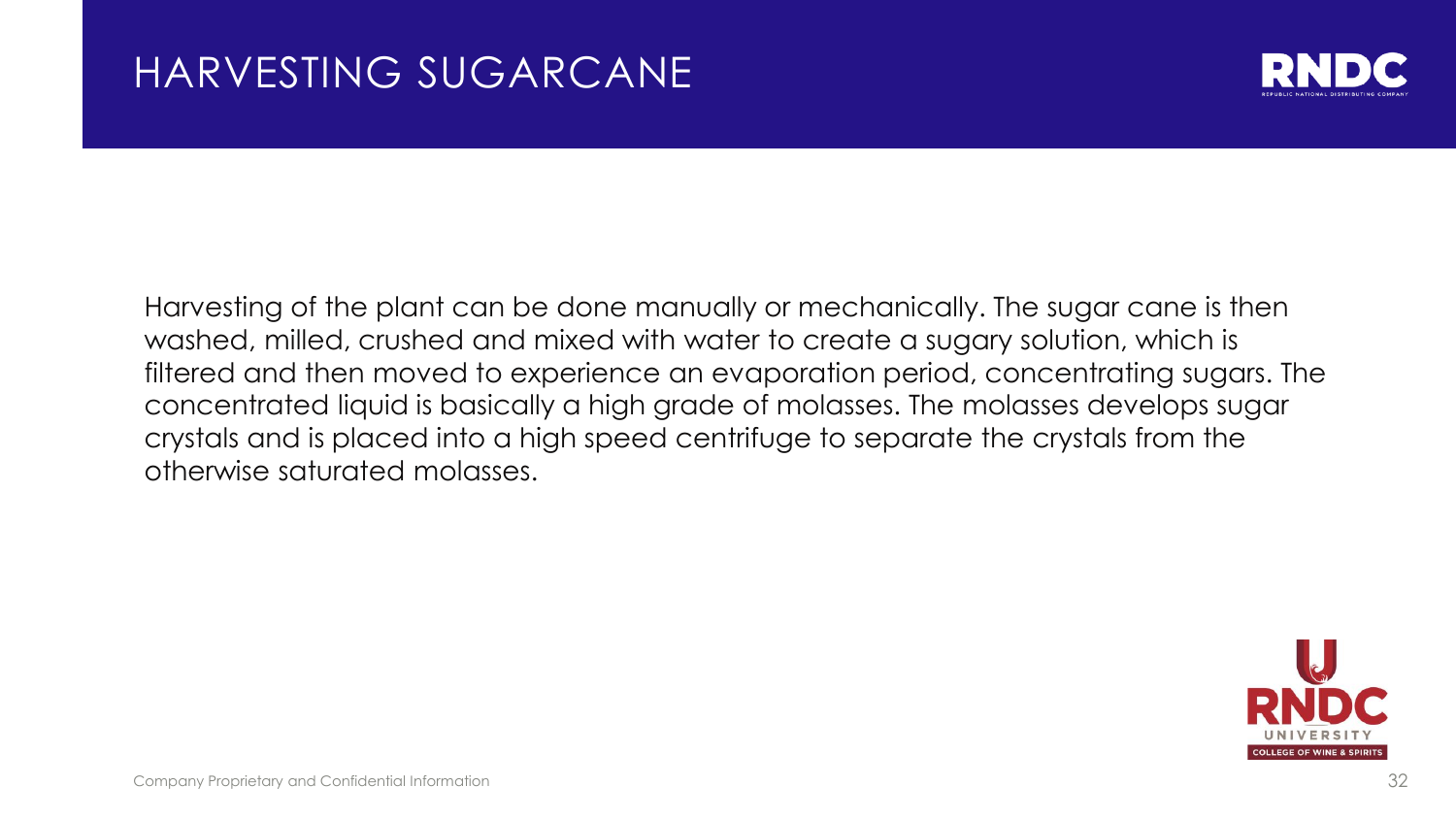# HARVESTING SUGARCANE

Harvesting of the plant can be done manually or mechanically. The sugar cane is then washed, milled, crushed and mixed with water to create a sugary solution, which is filtered and then moved to experience an evaporation period, concentrating sugars. The concentrated liquid is basically a high grade of molasses. The molasses develops sugar crystals and is placed into a high speed centrifuge to separate the crystals from the otherwise saturated molasses.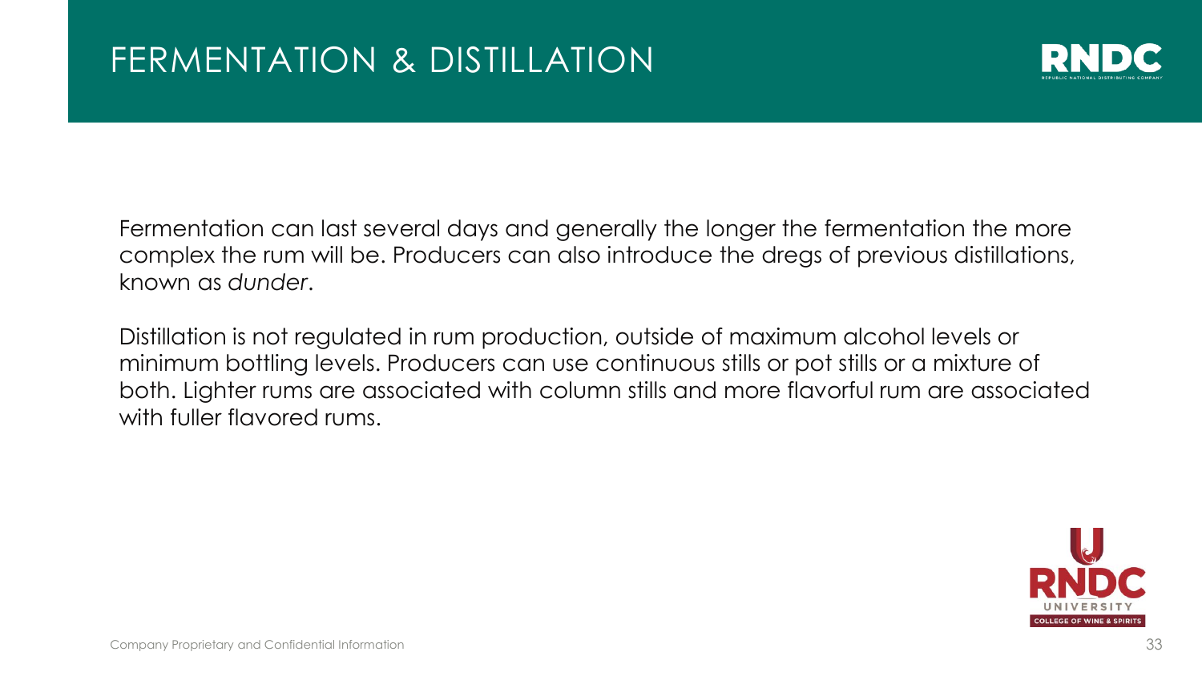# FERMENTATION & DISTILLATION

Fermentation can last several days and generally the longer the fermentation the more complex the rum will be. Producers can also introduce the dregs of previous distillations, known as *dunder*.

Distillation is not regulated in rum production, outside of maximum alcohol levels or minimum bottling levels. Producers can use continuous stills or pot stills or a mixture of both. Lighter rums are associated with column stills and more flavorful rum are associated with fuller flavored rums.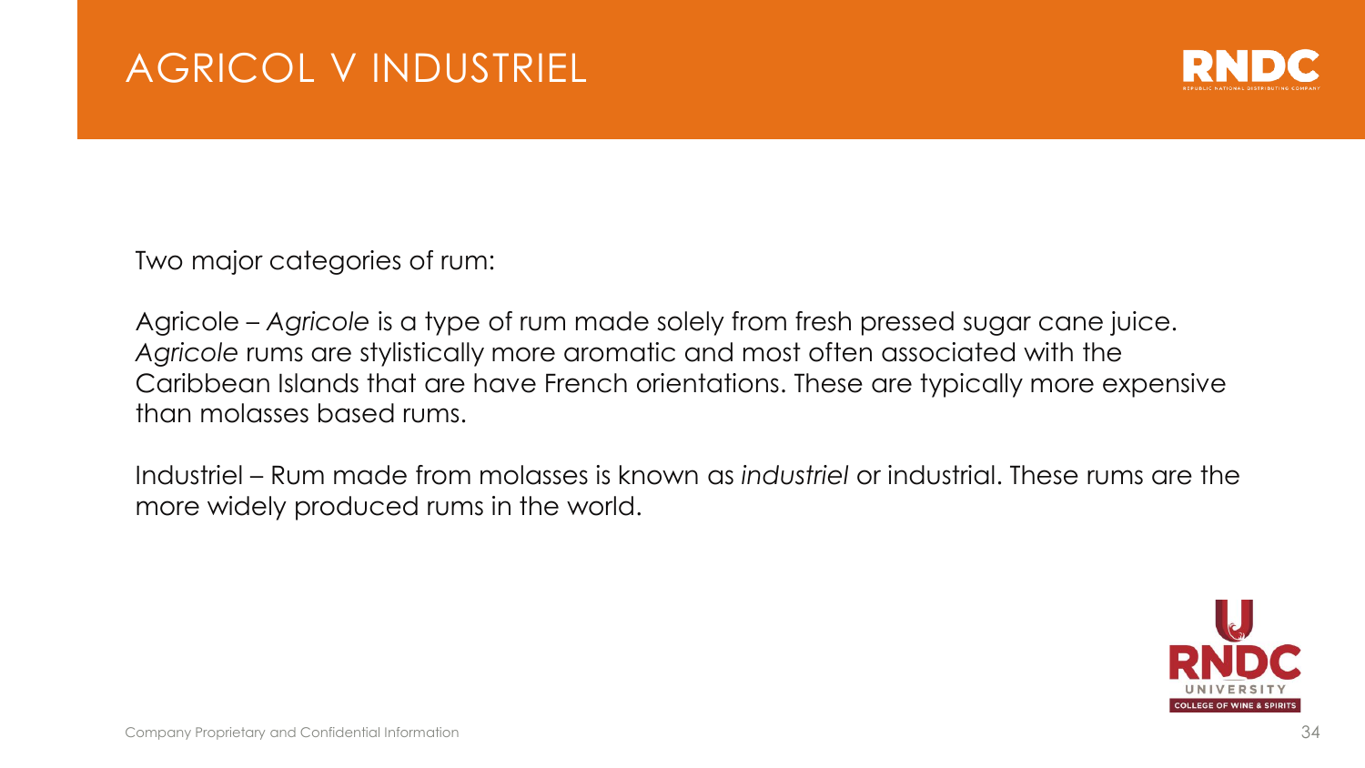# AGRICOL V INDUSTRIEL

Two major categories of rum:

Agricole – *Agricole* is a type of rum made solely from fresh pressed sugar cane juice. *Agricole* rums are stylistically more aromatic and most often associated with the Caribbean Islands that are have French orientations. These are typically more expensive than molasses based rums.

Industriel – Rum made from molasses is known as *industriel* or industrial. These rums are the more widely produced rums in the world.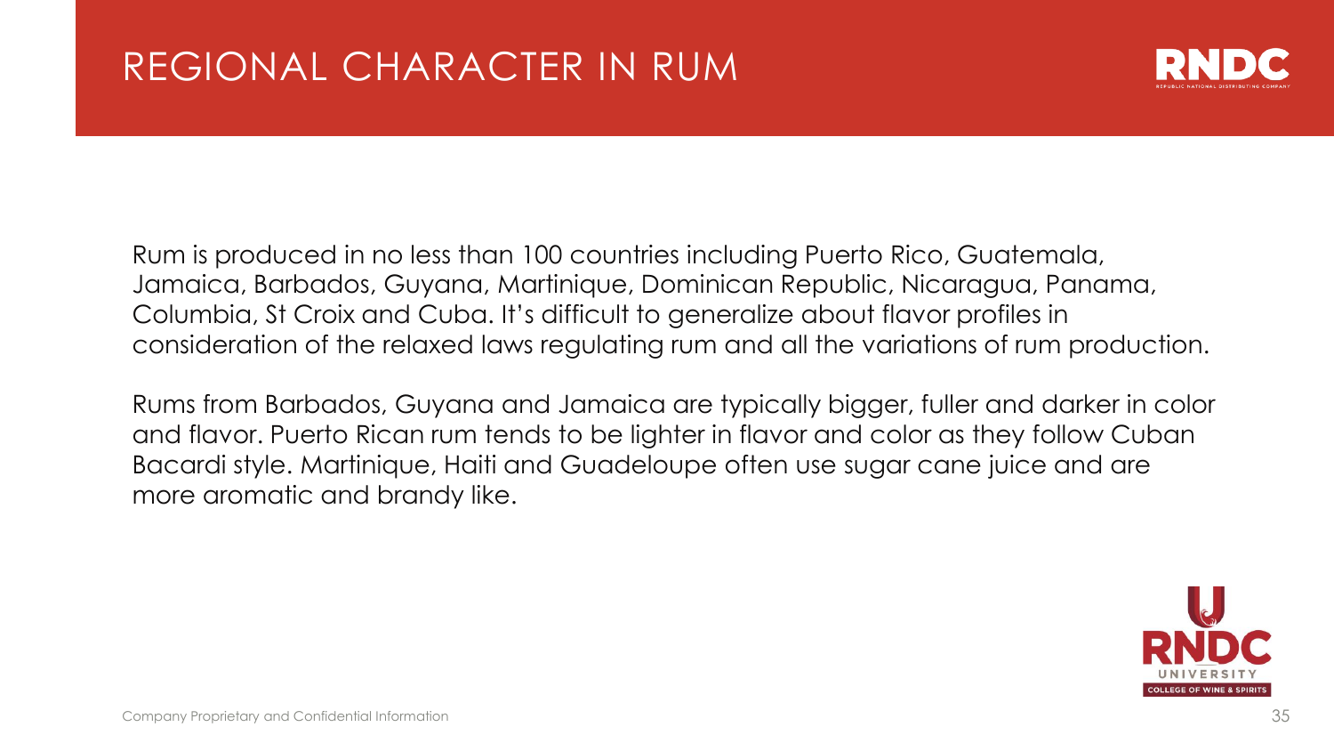# REGIONAL CHARACTER IN RUM

Rum is produced in no less than 100 countries including Puerto Rico, Guatemala, Jamaica, Barbados, Guyana, Martinique, Dominican Republic, Nicaragua, Panama, Columbia, St Croix and Cuba. It's difficult to generalize about flavor profiles in consideration of the relaxed laws regulating rum and all the variations of rum production.

Rums from Barbados, Guyana and Jamaica are typically bigger, fuller and darker in color and flavor. Puerto Rican rum tends to be lighter in flavor and color as they follow Cuban Bacardi style. Martinique, Haiti and Guadeloupe often use sugar cane juice and are more aromatic and brandy like.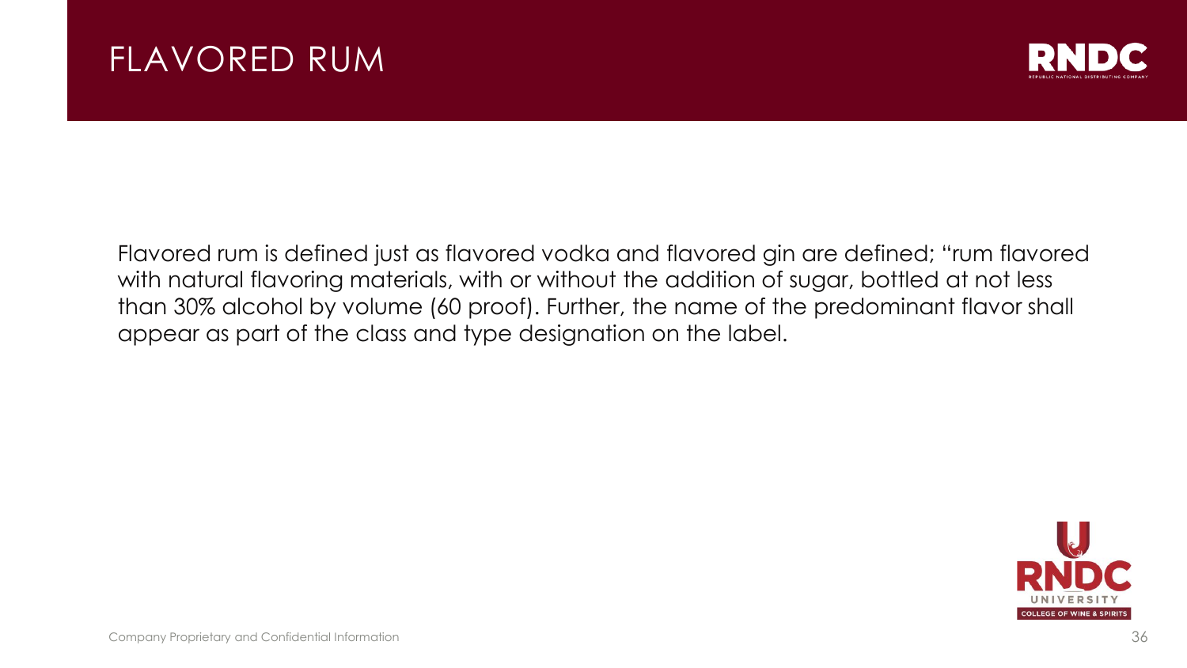# FLAVORED RUM

Flavored rum is defined just as flavored vodka and flavored gin are defined; "rum flavored with natural flavoring materials, with or without the addition of sugar, bottled at not less than 30% alcohol by volume (60 proof). Further, the name of the predominant flavor shall appear as part of the class and type designation on the label.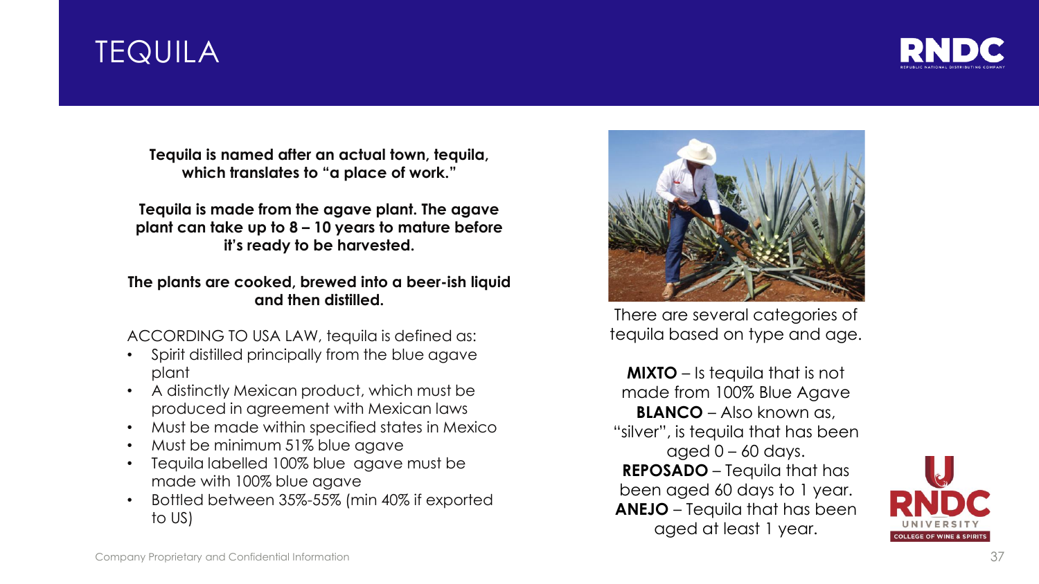# TEQUILA

**Tequila is named after an actual town, tequila, which translates to "a place of work."**

**Tequila is made from the agave plant. The agave plant can take up to 8 – 10 years to mature before it's ready to be harvested.**

**The plants are cooked, brewed into a beer-ish liquid and then distilled.**

ACCORDING TO USA LAW, tequila is defined as:

- Spirit distilled principally from the blue agave plant
- A distinctly Mexican product, which must be produced in agreement with Mexican laws
- Must be made within specified states in Mexico
- Must be minimum 51% blue agave
- Tequila labelled 100% blue agave must be made with 100% blue agave
- Bottled between 35%-55% (min 40% if exported to US)

There are several categories of tequila based on type and age.

**MIXTO** – Is tequila that is not made from 100% Blue Agave
**BLANCO** – Also known as, "silver", is tequila that has been aged 0 – 60 days.
**REPOSADO** – Tequila that has been aged 60 days to 1 year.
**ANEJO** – Tequila that has been aged at least 1 year.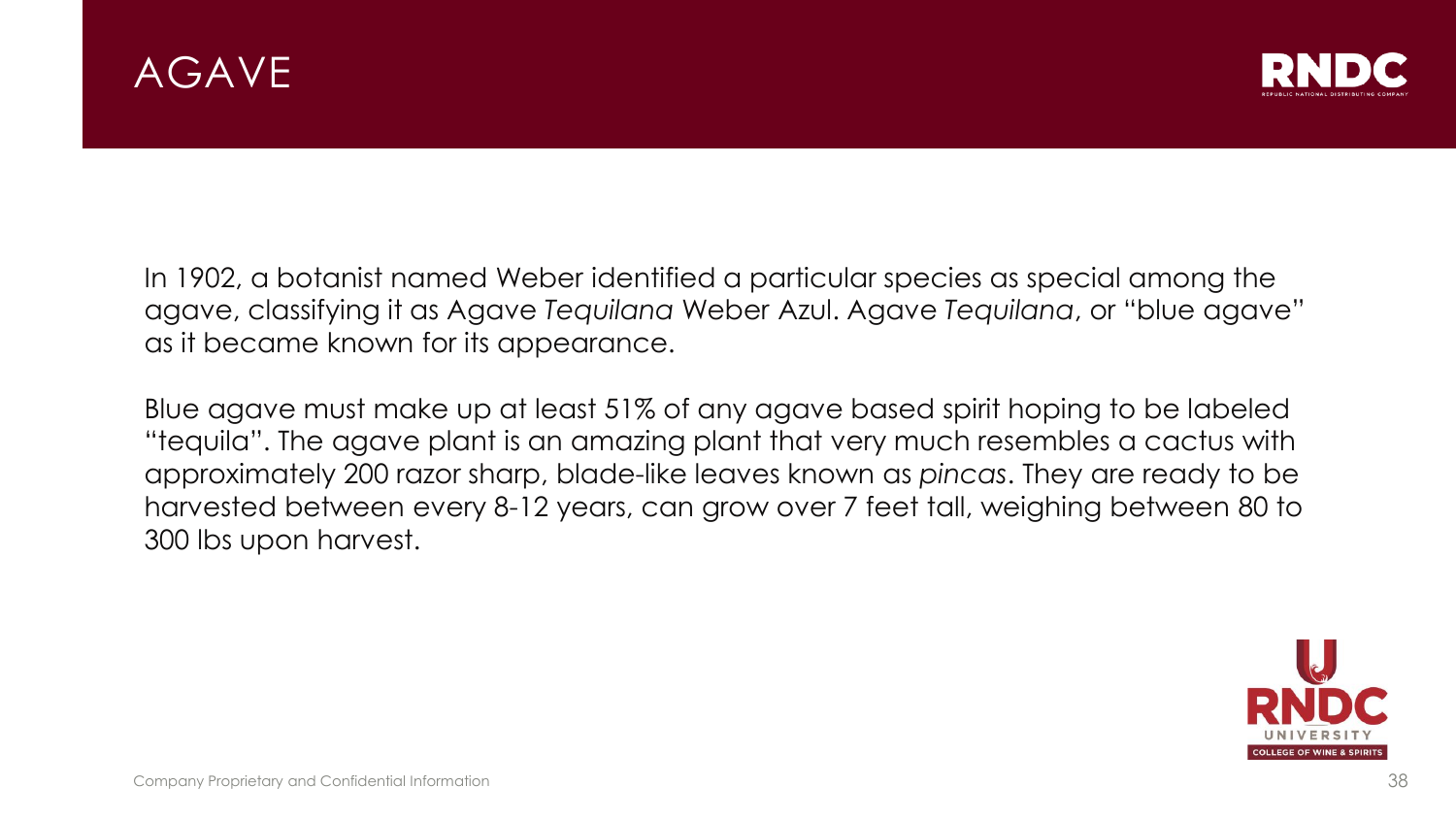# AGAVE

In 1902, a botanist named Weber identified a particular species as special among the agave, classifying it as Agave *Tequilana* Weber Azul. Agave *Tequilana*, or "blue agave" as it became known for its appearance.

Blue agave must make up at least 51% of any agave based spirit hoping to be labeled "tequila". The agave plant is an amazing plant that very much resembles a cactus with approximately 200 razor sharp, blade-like leaves known as *pincas*. They are ready to be harvested between every 8-12 years, can grow over 7 feet tall, weighing between 80 to 300 lbs upon harvest.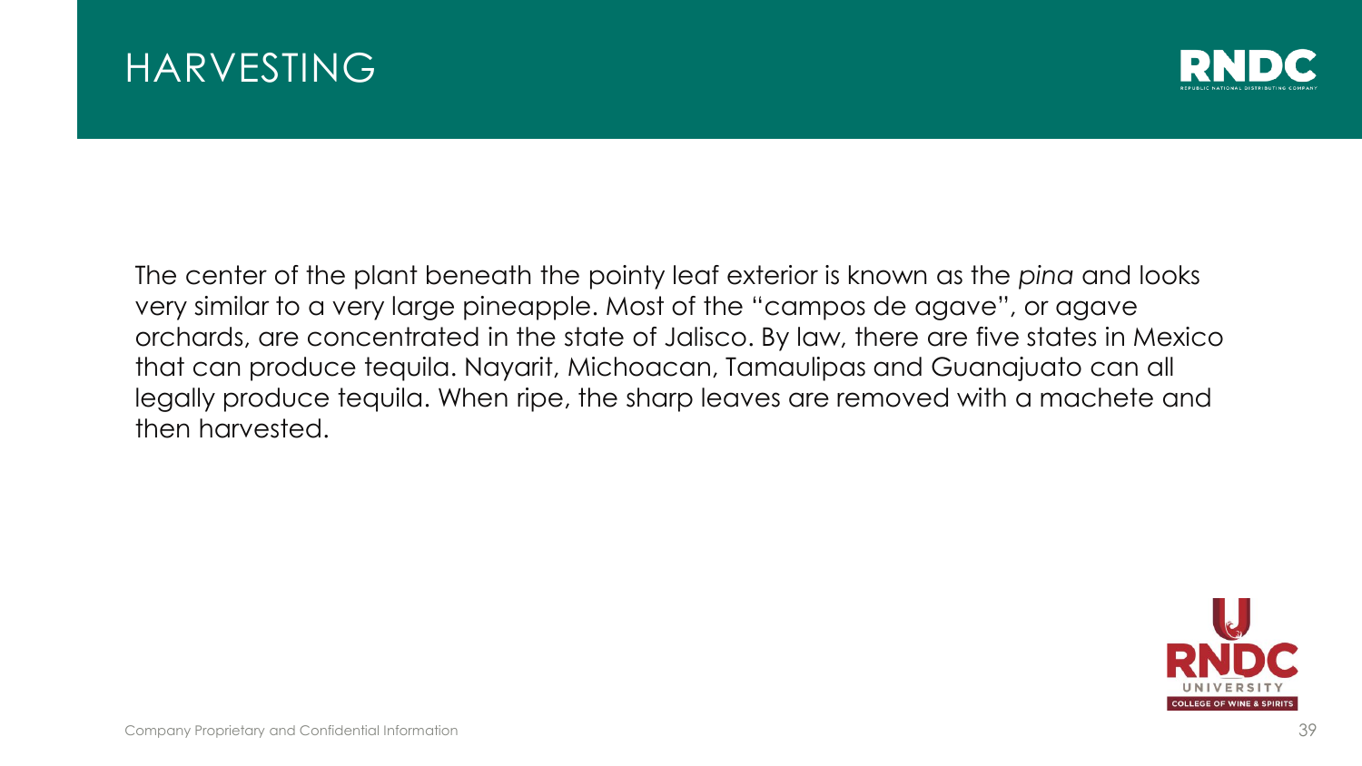# HARVESTING

The center of the plant beneath the pointy leaf exterior is known as the *pina* and looks very similar to a very large pineapple. Most of the "campos de agave", or agave orchards, are concentrated in the state of Jalisco. By law, there are five states in Mexico that can produce tequila. Nayarit, Michoacan, Tamaulipas and Guanajuato can all legally produce tequila. When ripe, the sharp leaves are removed with a machete and then harvested.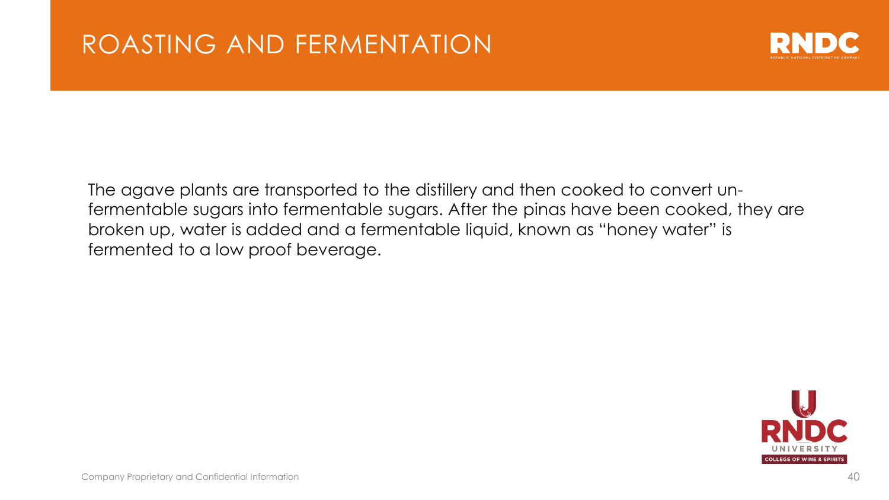# ROASTING AND FERMENTATION

The agave plants are transported to the distillery and then cooked to convert un-fermentable sugars into fermentable sugars. After the pinas have been cooked, they are broken up, water is added and a fermentable liquid, known as "honey water" is fermented to a low proof beverage.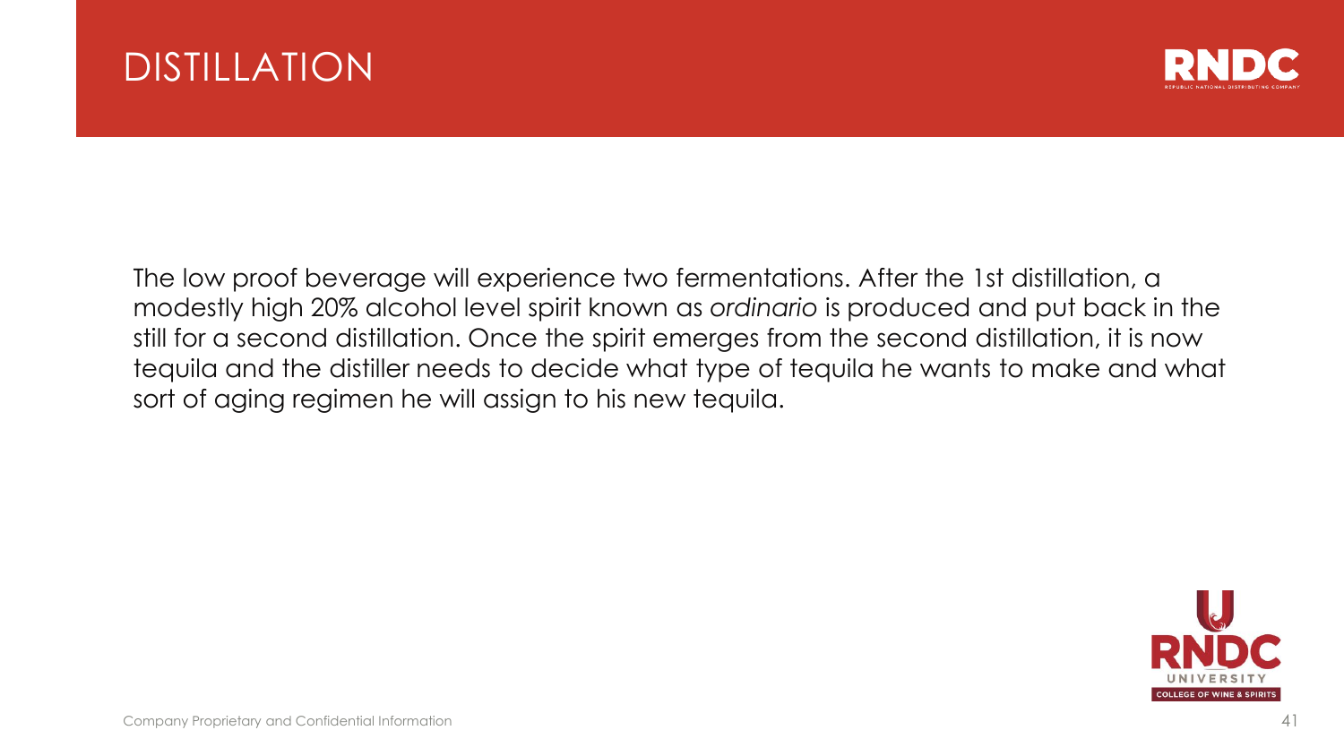# DISTILLATION

The low proof beverage will experience two fermentations. After the 1st distillation, a modestly high 20% alcohol level spirit known as *ordinario* is produced and put back in the still for a second distillation. Once the spirit emerges from the second distillation, it is now tequila and the distiller needs to decide what type of tequila he wants to make and what sort of aging regimen he will assign to his new tequila.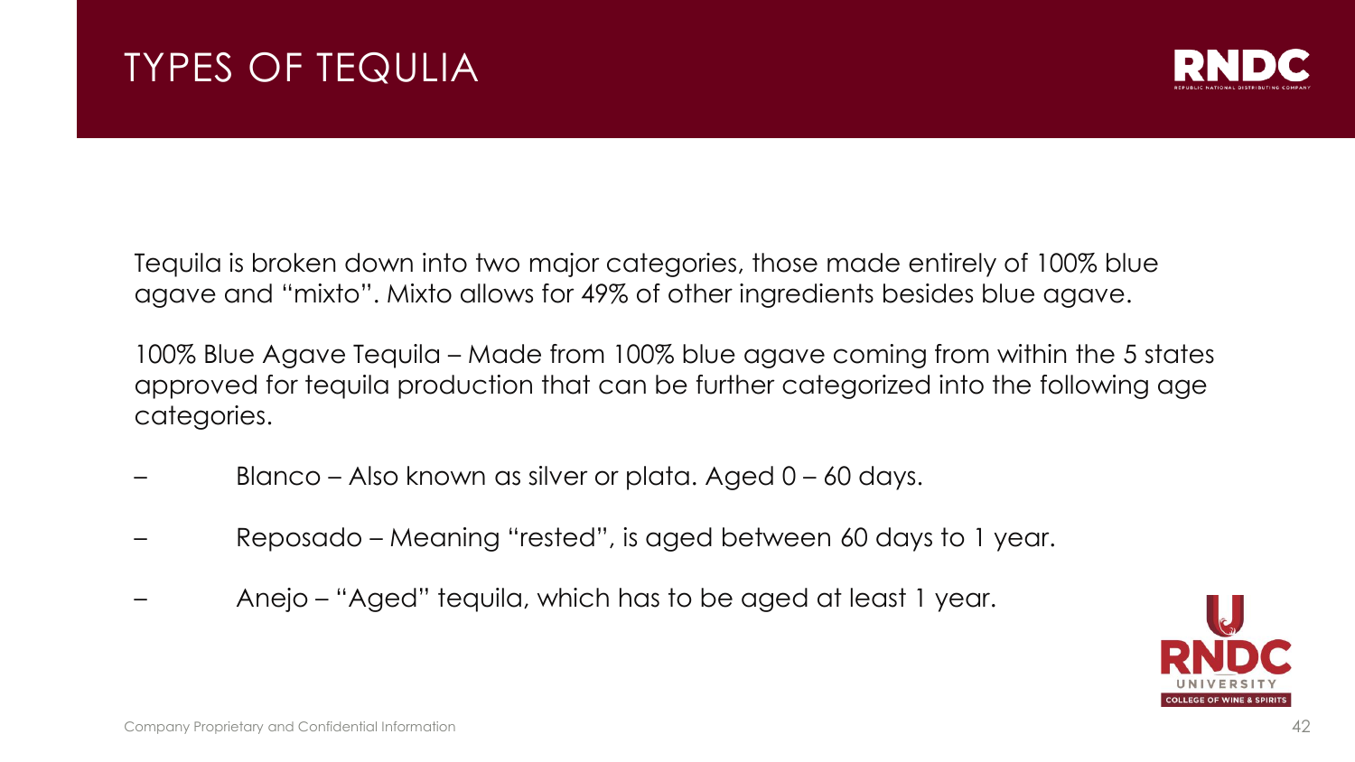# TYPES OF TEQULIA

Tequila is broken down into two major categories, those made entirely of 100% blue agave and "mixto". Mixto allows for 49% of other ingredients besides blue agave.

100% Blue Agave Tequila – Made from 100% blue agave coming from within the 5 states approved for tequila production that can be further categorized into the following age categories.

- Blanco – Also known as silver or plata. Aged 0 – 60 days.
- Reposado – Meaning "rested", is aged between 60 days to 1 year.
- Anejo – "Aged" tequila, which has to be aged at least 1 year.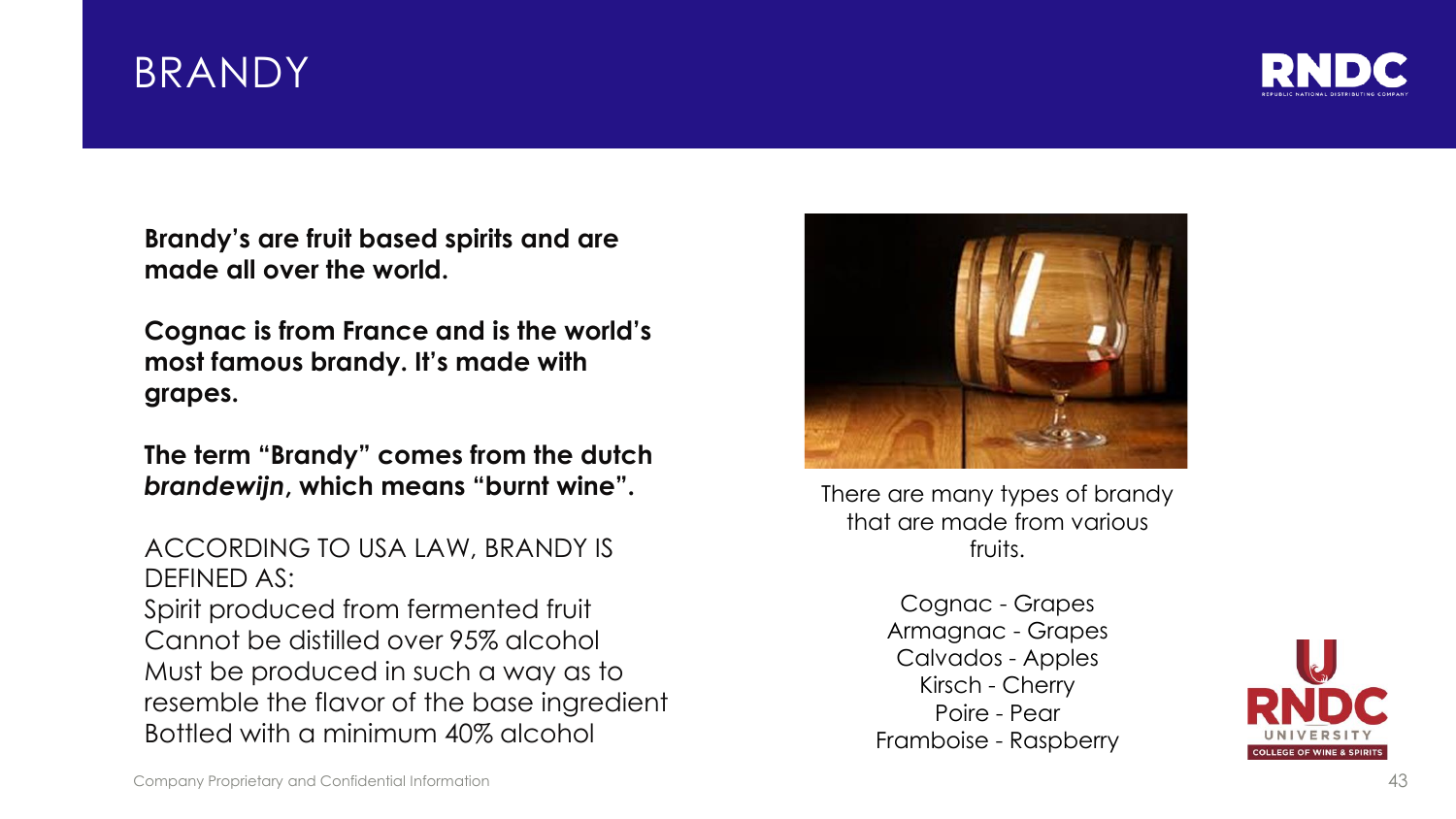# BRANDY

**Brandy's are fruit based spirits and are made all over the world.**

**Cognac is from France and is the world's most famous brandy. It's made with grapes.**

**The term "Brandy" comes from the dutch *brandewijn*, which means "burnt wine".**

ACCORDING TO USA LAW, BRANDY IS DEFINED AS:

Spirit produced from fermented fruit
Cannot be distilled over 95% alcohol
Must be produced in such a way as to resemble the flavor of the base ingredient
Bottled with a minimum 40% alcohol

There are many types of brandy that are made from various fruits.

Cognac - Grapes
Armagnac - Grapes
Calvados - Apples
Kirsch - Cherry
Poire - Pear
Framboise - Raspberry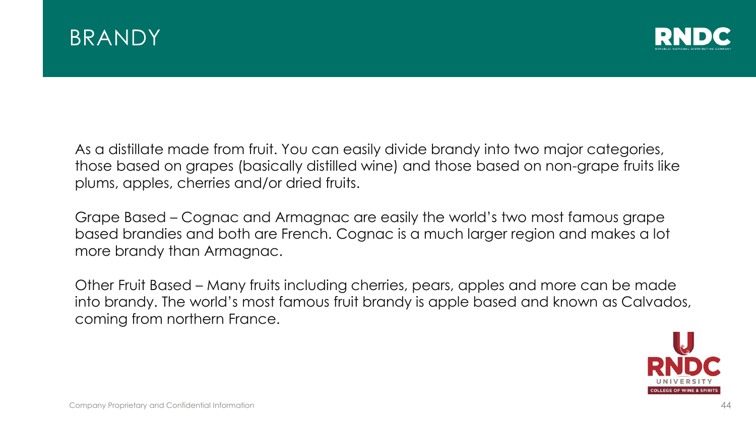# BRANDY

As a distillate made from fruit. You can easily divide brandy into two major categories, those based on grapes (basically distilled wine) and those based on non-grape fruits like plums, apples, cherries and/or dried fruits.

Grape Based – Cognac and Armagnac are easily the world's two most famous grape based brandies and both are French. Cognac is a much larger region and makes a lot more brandy than Armagnac.

Other Fruit Based – Many fruits including cherries, pears, apples and more can be made into brandy. The world's most famous fruit brandy is apple based and known as Calvados, coming from northern France.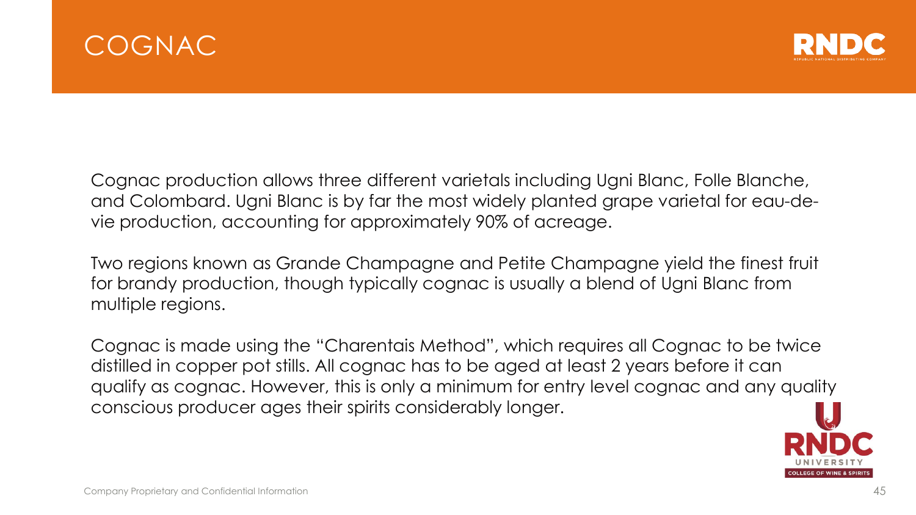# COGNAC

Cognac production allows three different varietals including Ugni Blanc, Folle Blanche, and Colombard. Ugni Blanc is by far the most widely planted grape varietal for eau-de-vie production, accounting for approximately 90% of acreage.

Two regions known as Grande Champagne and Petite Champagne yield the finest fruit for brandy production, though typically cognac is usually a blend of Ugni Blanc from multiple regions.

Cognac is made using the "Charentais Method", which requires all Cognac to be twice distilled in copper pot stills. All cognac has to be aged at least 2 years before it can qualify as cognac. However, this is only a minimum for entry level cognac and any quality conscious producer ages their spirits considerably longer.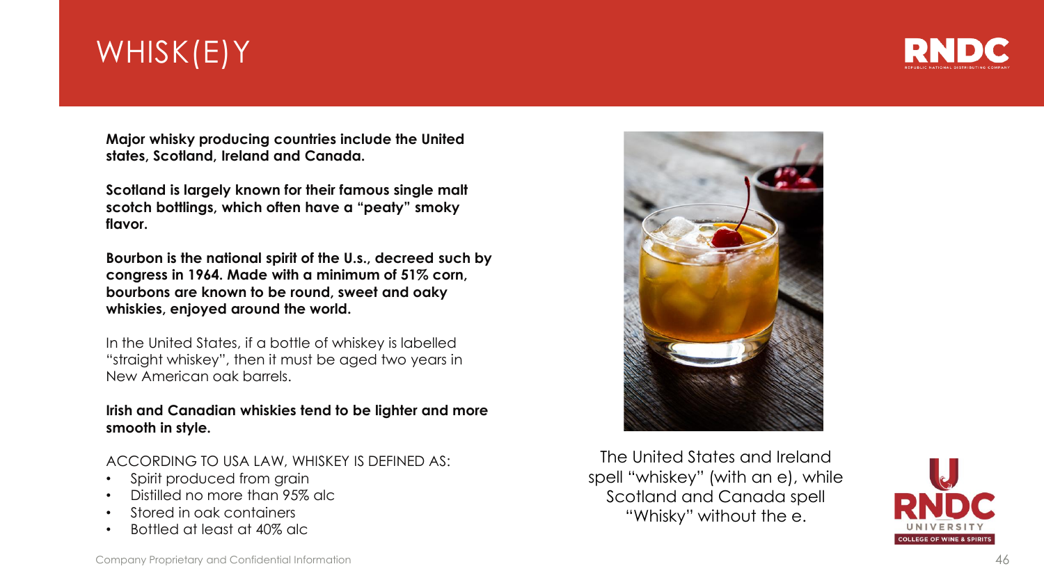# WHISK(E)Y

**Major whisky producing countries include the United states, Scotland, Ireland and Canada.**

**Scotland is largely known for their famous single malt scotch bottlings, which often have a "peaty" smoky flavor.**

**Bourbon is the national spirit of the U.s., decreed such by congress in 1964. Made with a minimum of 51% corn, bourbons are known to be round, sweet and oaky whiskies, enjoyed around the world.**

In the United States, if a bottle of whiskey is labelled "straight whiskey", then it must be aged two years in New American oak barrels.

**Irish and Canadian whiskies tend to be lighter and more smooth in style.**

ACCORDING TO USA LAW, WHISKEY IS DEFINED AS:

- Spirit produced from grain
- Distilled no more than 95% alc
- Stored in oak containers
- Bottled at least at 40% alc

The United States and Ireland spell "whiskey" (with an e), while Scotland and Canada spell "Whisky" without the e.

Company Proprietary and Confidential Information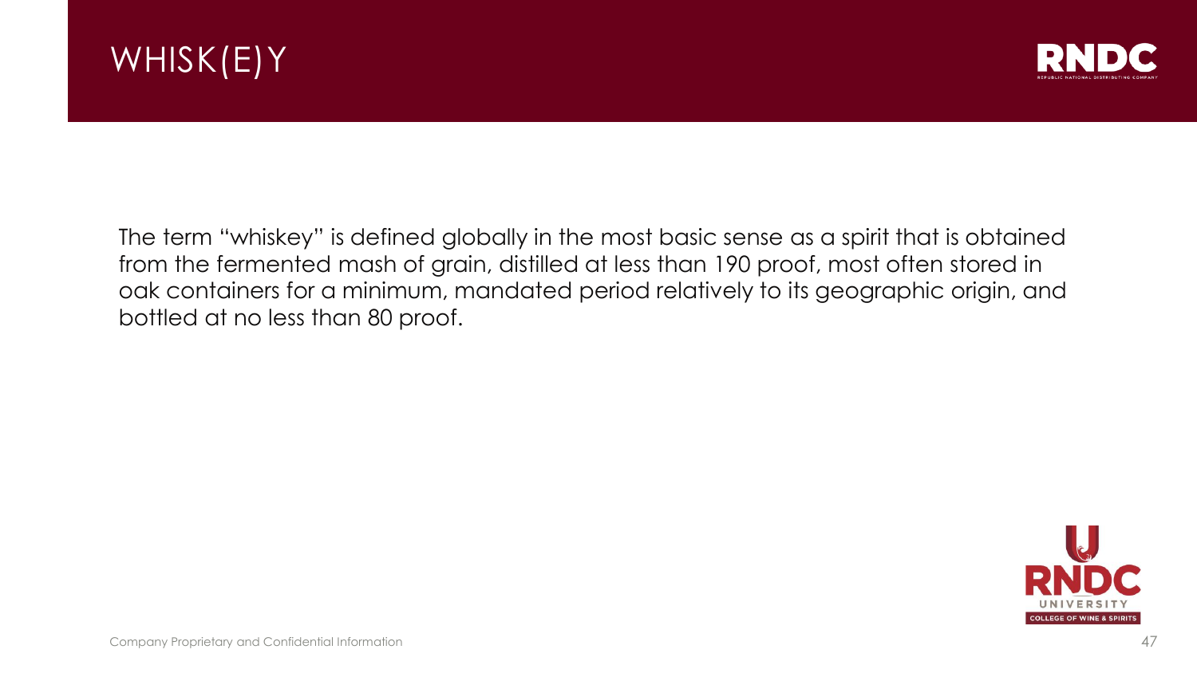# WHISK(E)Y

The term "whiskey" is defined globally in the most basic sense as a spirit that is obtained from the fermented mash of grain, distilled at less than 190 proof, most often stored in oak containers for a minimum, mandated period relatively to its geographic origin, and bottled at no less than 80 proof.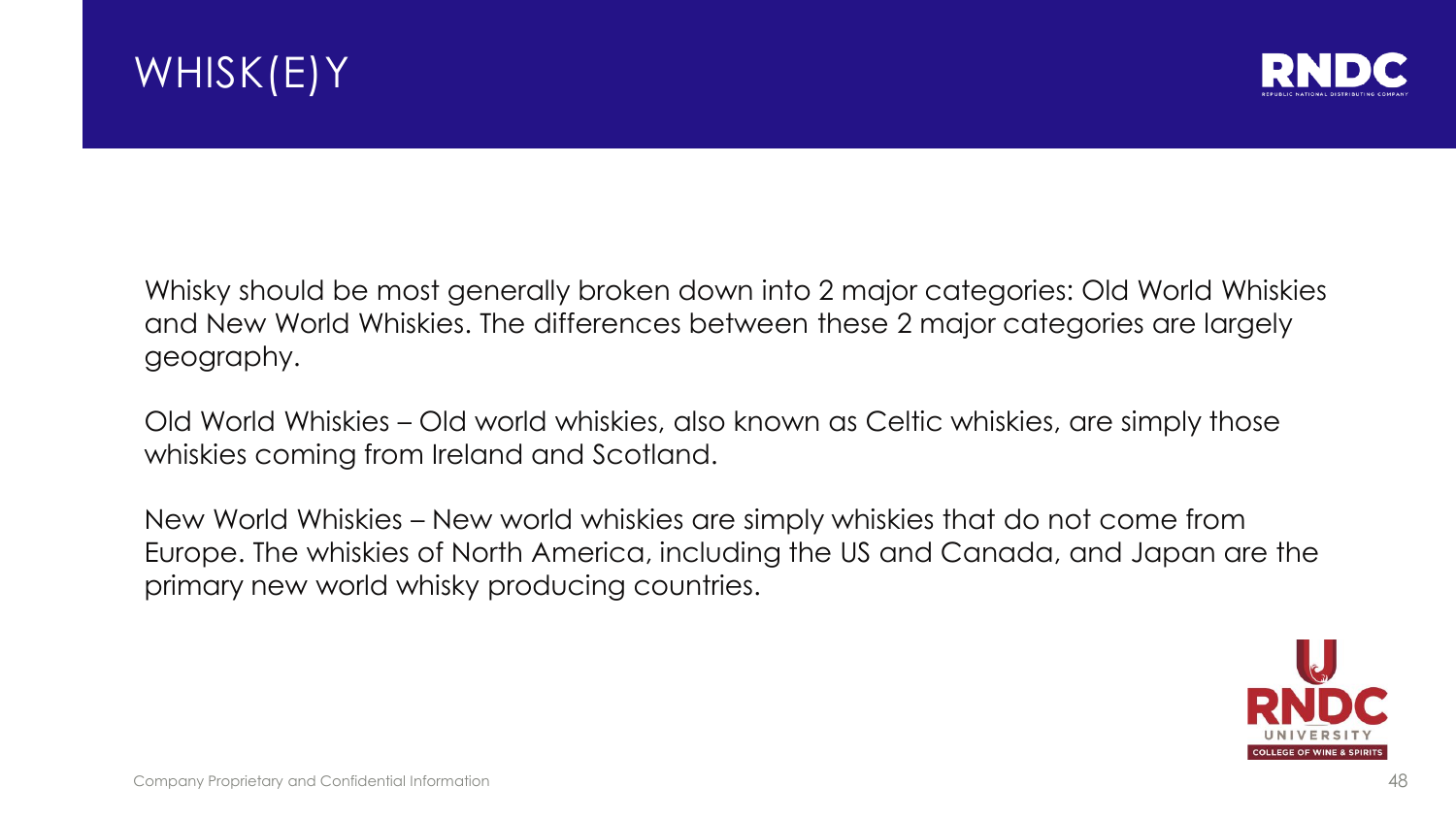# WHISK(E)Y

Whisky should be most generally broken down into 2 major categories: Old World Whiskies and New World Whiskies. The differences between these 2 major categories are largely geography.

Old World Whiskies – Old world whiskies, also known as Celtic whiskies, are simply those whiskies coming from Ireland and Scotland.

New World Whiskies – New world whiskies are simply whiskies that do not come from Europe. The whiskies of North America, including the US and Canada, and Japan are the primary new world whisky producing countries.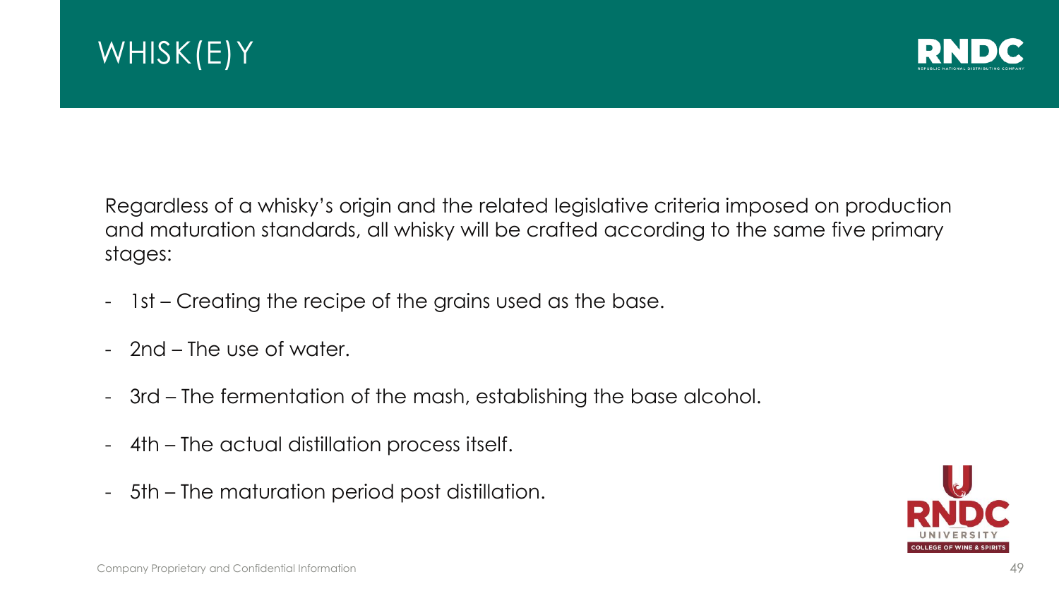# WHISK(E)Y

Regardless of a whisky's origin and the related legislative criteria imposed on production and maturation standards, all whisky will be crafted according to the same five primary stages:

- 1st – Creating the recipe of the grains used as the base.
- 2nd – The use of water.
- 3rd – The fermentation of the mash, establishing the base alcohol.
- 4th – The actual distillation process itself.
- 5th – The maturation period post distillation.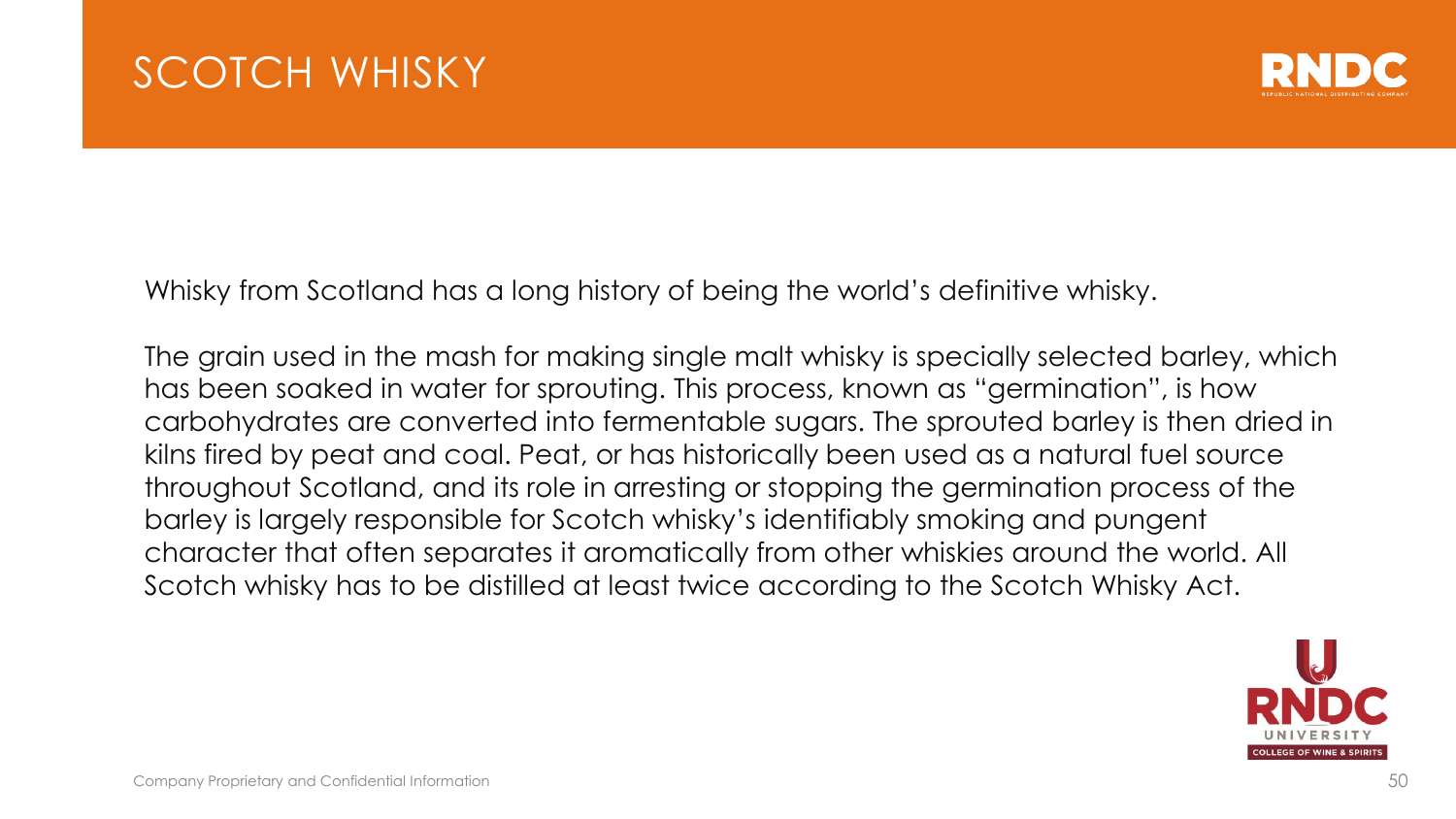# SCOTCH WHISKY

Whisky from Scotland has a long history of being the world's definitive whisky.

The grain used in the mash for making single malt whisky is specially selected barley, which has been soaked in water for sprouting. This process, known as "germination", is how carbohydrates are converted into fermentable sugars. The sprouted barley is then dried in kilns fired by peat and coal. Peat, or has historically been used as a natural fuel source throughout Scotland, and its role in arresting or stopping the germination process of the barley is largely responsible for Scotch whisky's identifiably smoking and pungent character that often separates it aromatically from other whiskies around the world. All Scotch whisky has to be distilled at least twice according to the Scotch Whisky Act.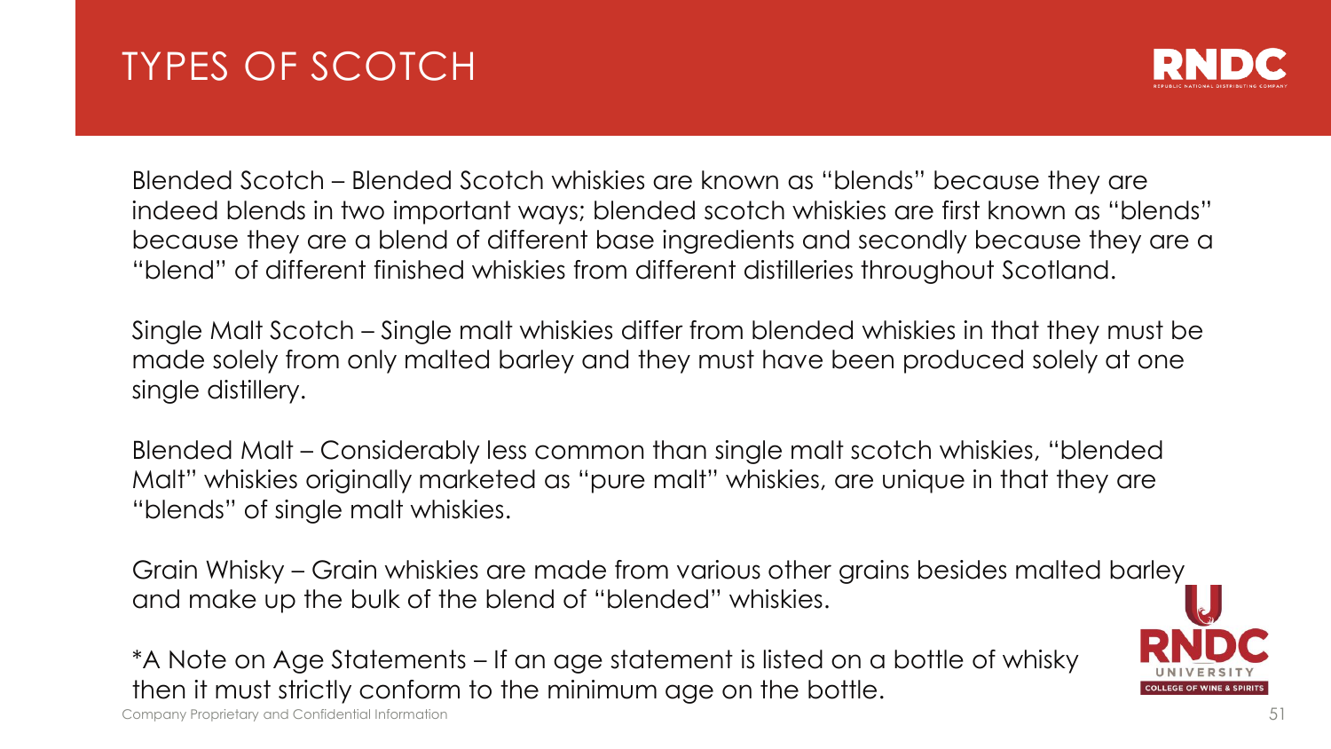# TYPES OF SCOTCH

Blended Scotch – Blended Scotch whiskies are known as "blends" because they are indeed blends in two important ways; blended scotch whiskies are first known as "blends" because they are a blend of different base ingredients and secondly because they are a "blend" of different finished whiskies from different distilleries throughout Scotland.

Single Malt Scotch – Single malt whiskies differ from blended whiskies in that they must be made solely from only malted barley and they must have been produced solely at one single distillery.

Blended Malt – Considerably less common than single malt scotch whiskies, "blended Malt" whiskies originally marketed as "pure malt" whiskies, are unique in that they are "blends" of single malt whiskies.

Grain Whisky – Grain whiskies are made from various other grains besides malted barley and make up the bulk of the blend of "blended" whiskies.

*A Note on Age Statements – If an age statement is listed on a bottle of whisky then it must strictly conform to the minimum age on the bottle.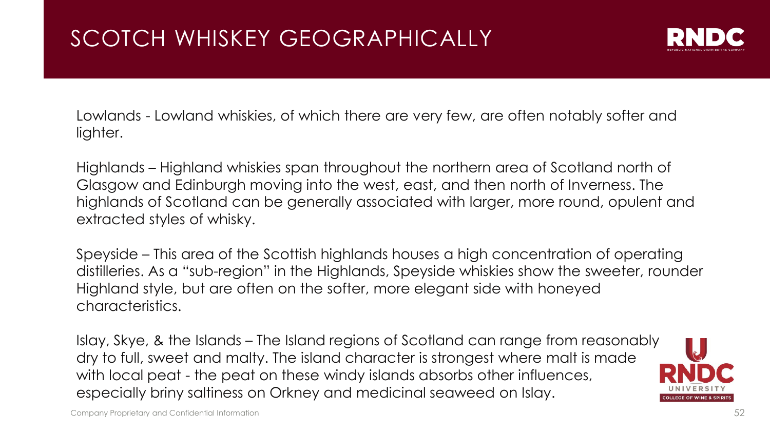# SCOTCH WHISKEY GEOGRAPHICALLY

Lowlands - Lowland whiskies, of which there are very few, are often notably softer and lighter.

Highlands – Highland whiskies span throughout the northern area of Scotland north of Glasgow and Edinburgh moving into the west, east, and then north of Inverness. The highlands of Scotland can be generally associated with larger, more round, opulent and extracted styles of whisky.

Speyside – This area of the Scottish highlands houses a high concentration of operating distilleries. As a "sub-region" in the Highlands, Speyside whiskies show the sweeter, rounder Highland style, but are often on the softer, more elegant side with honeyed characteristics.

Islay, Skye, & the Islands – The Island regions of Scotland can range from reasonably dry to full, sweet and malty. The island character is strongest where malt is made with local peat - the peat on these windy islands absorbs other influences, especially briny saltiness on Orkney and medicinal seaweed on Islay.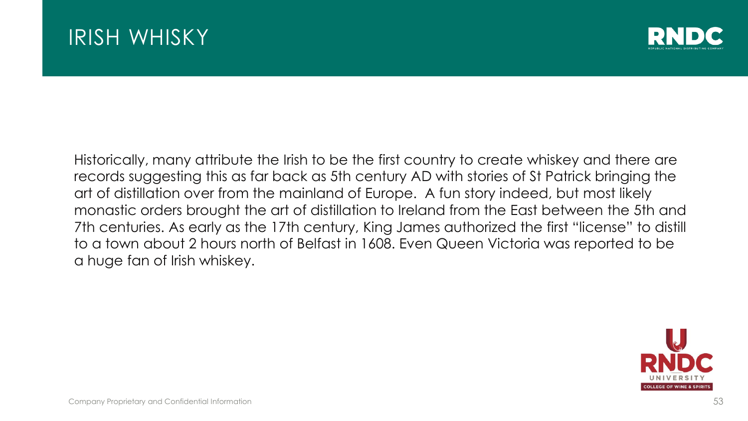# IRISH WHISKY

Historically, many attribute the Irish to be the first country to create whiskey and there are records suggesting this as far back as 5th century AD with stories of St Patrick bringing the art of distillation over from the mainland of Europe.  A fun story indeed, but most likely monastic orders brought the art of distillation to Ireland from the East between the 5th and 7th centuries. As early as the 17th century, King James authorized the first "license" to distill to a town about 2 hours north of Belfast in 1608. Even Queen Victoria was reported to be a huge fan of Irish whiskey.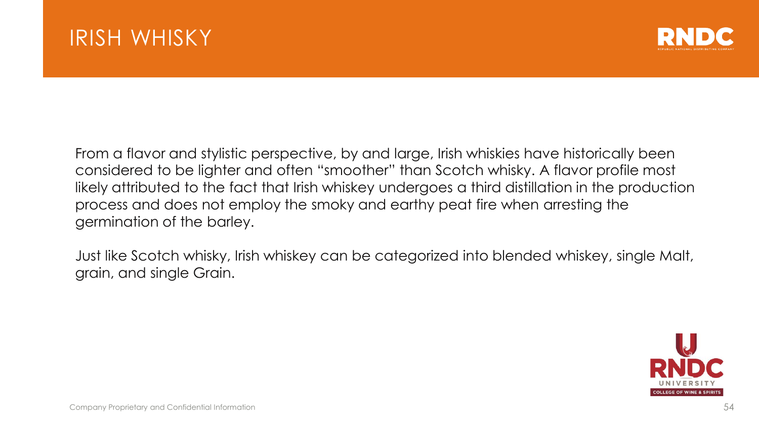# IRISH WHISKY

From a flavor and stylistic perspective, by and large, Irish whiskies have historically been considered to be lighter and often "smoother" than Scotch whisky. A flavor profile most likely attributed to the fact that Irish whiskey undergoes a third distillation in the production process and does not employ the smoky and earthy peat fire when arresting the germination of the barley.

Just like Scotch whisky, Irish whiskey can be categorized into blended whiskey, single Malt, grain, and single Grain.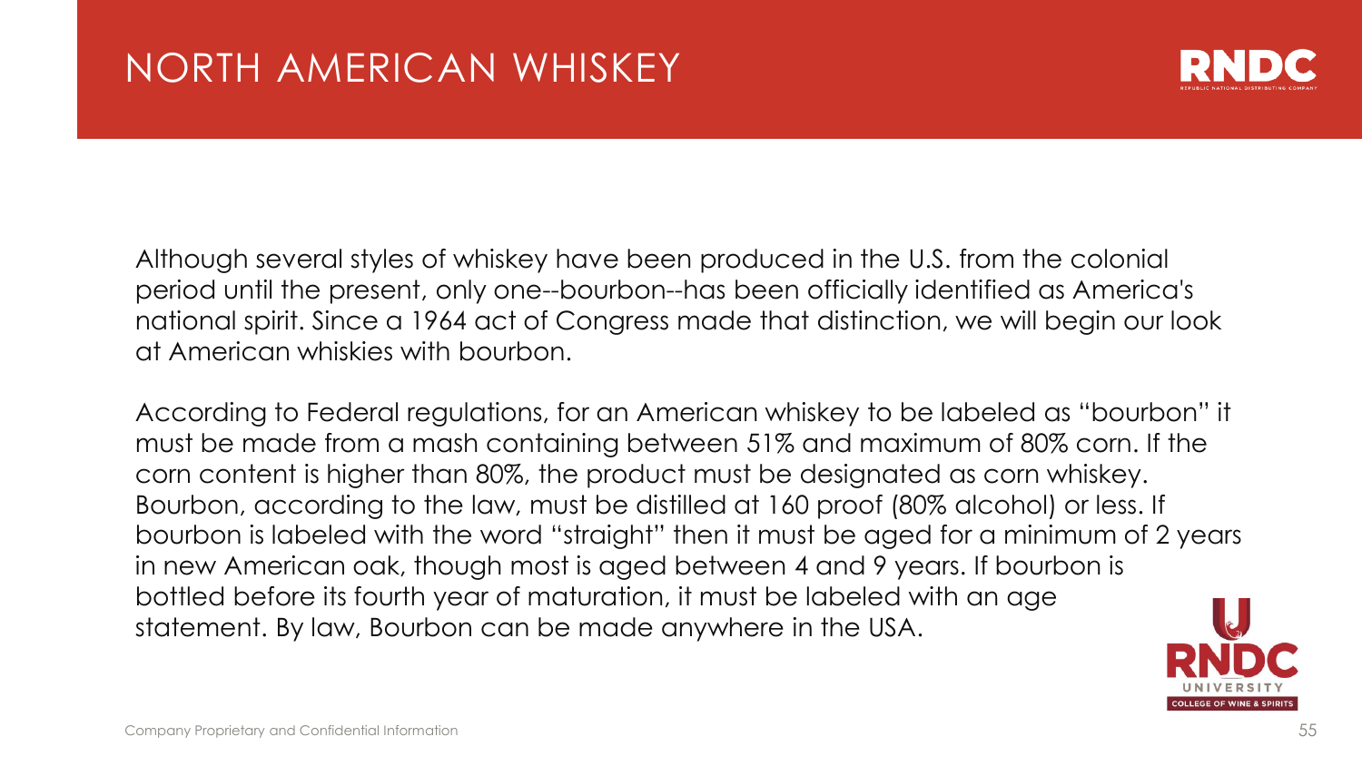# NORTH AMERICAN WHISKEY

Although several styles of whiskey have been produced in the U.S. from the colonial period until the present, only one--bourbon--has been officially identified as America's national spirit. Since a 1964 act of Congress made that distinction, we will begin our look at American whiskies with bourbon.

According to Federal regulations, for an American whiskey to be labeled as "bourbon" it must be made from a mash containing between 51% and maximum of 80% corn. If the corn content is higher than 80%, the product must be designated as corn whiskey. Bourbon, according to the law, must be distilled at 160 proof (80% alcohol) or less. If bourbon is labeled with the word "straight" then it must be aged for a minimum of 2 years in new American oak, though most is aged between 4 and 9 years. If bourbon is bottled before its fourth year of maturation, it must be labeled with an age statement. By law, Bourbon can be made anywhere in the USA.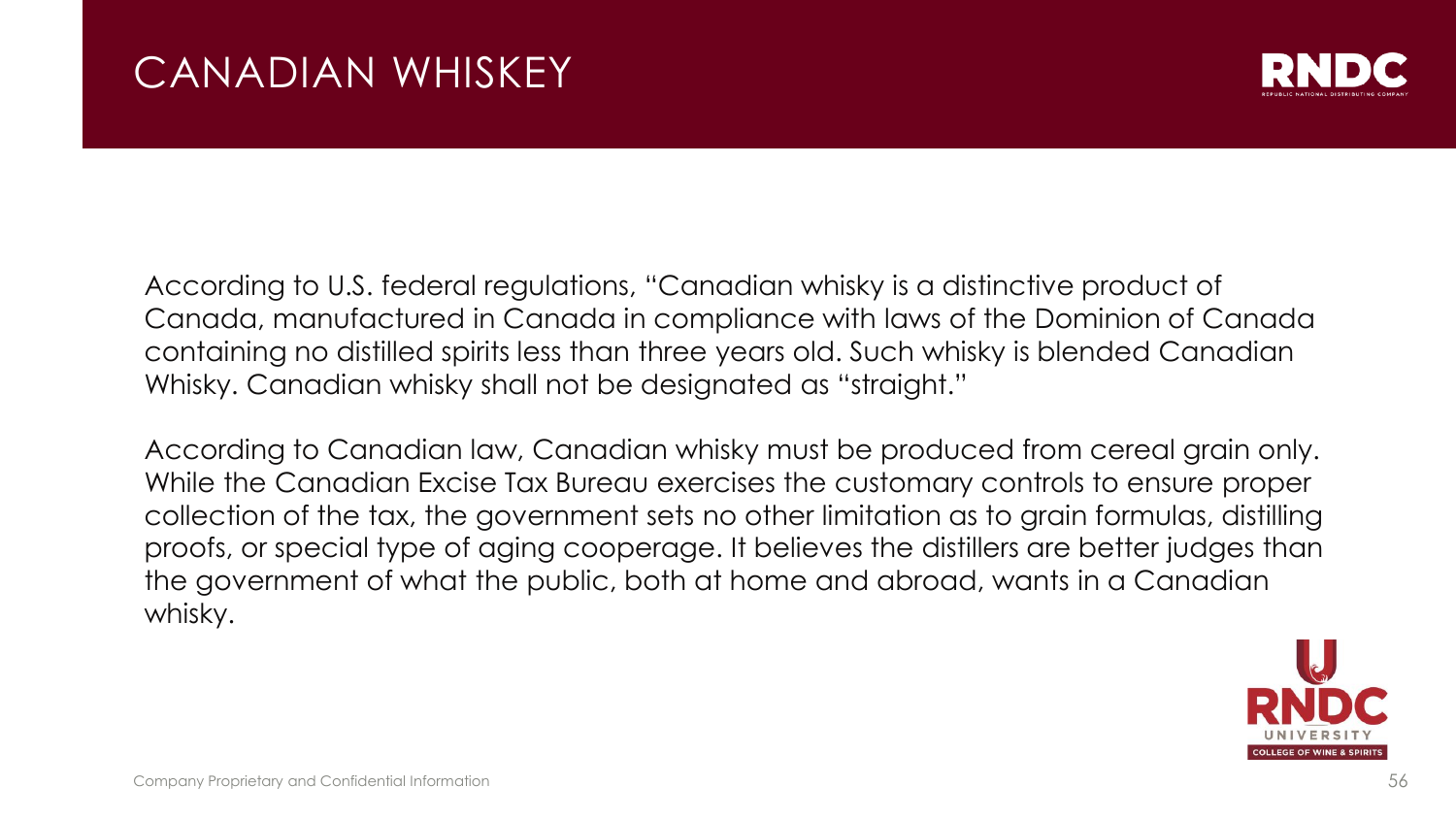# CANADIAN WHISKEY

According to U.S. federal regulations, "Canadian whisky is a distinctive product of Canada, manufactured in Canada in compliance with laws of the Dominion of Canada containing no distilled spirits less than three years old. Such whisky is blended Canadian Whisky. Canadian whisky shall not be designated as "straight."

According to Canadian law, Canadian whisky must be produced from cereal grain only. While the Canadian Excise Tax Bureau exercises the customary controls to ensure proper collection of the tax, the government sets no other limitation as to grain formulas, distilling proofs, or special type of aging cooperage. It believes the distillers are better judges than the government of what the public, both at home and abroad, wants in a Canadian whisky.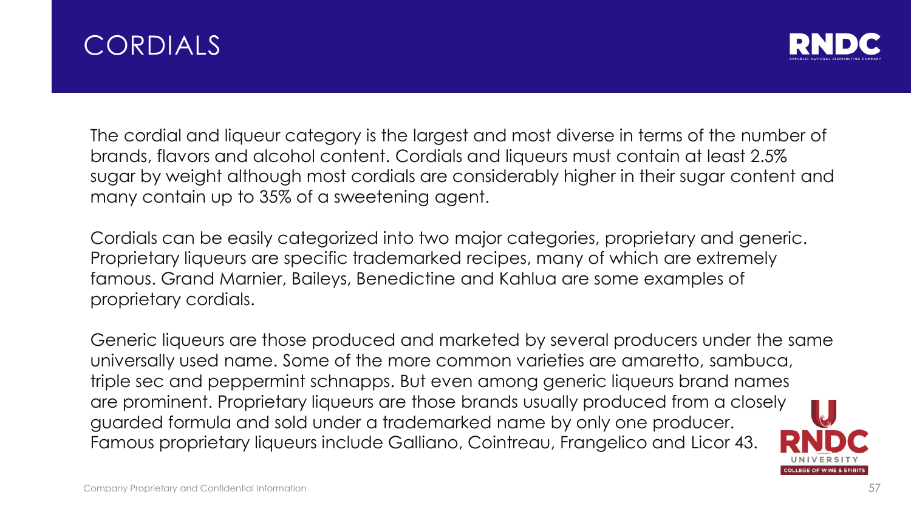# CORDIALS

The cordial and liqueur category is the largest and most diverse in terms of the number of brands, flavors and alcohol content. Cordials and liqueurs must contain at least 2.5% sugar by weight although most cordials are considerably higher in their sugar content and many contain up to 35% of a sweetening agent.

Cordials can be easily categorized into two major categories, proprietary and generic. Proprietary liqueurs are specific trademarked recipes, many of which are extremely famous. Grand Marnier, Baileys, Benedictine and Kahlua are some examples of proprietary cordials.

Generic liqueurs are those produced and marketed by several producers under the same universally used name. Some of the more common varieties are amaretto, sambuca, triple sec and peppermint schnapps. But even among generic liqueurs brand names are prominent. Proprietary liqueurs are those brands usually produced from a closely guarded formula and sold under a trademarked name by only one producer. Famous proprietary liqueurs include Galliano, Cointreau, Frangelico and Licor 43.